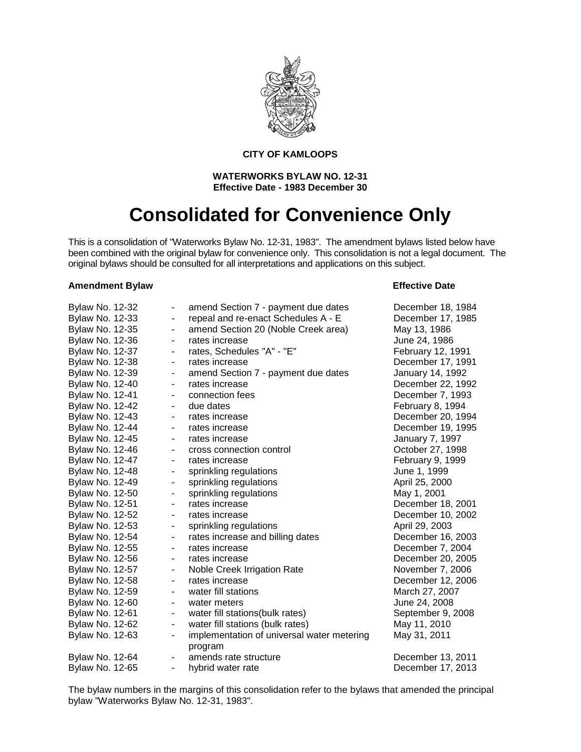**CITY OF KAMLOOPS**

**WATERWORKS BYLAW NO. 12-31**
**Effective Date - 1983 December 30**

# Consolidated for Convenience Only

This is a consolidation of "Waterworks Bylaw No. 12-31, 1983". The amendment bylaws listed below have been combined with the original bylaw for convenience only. This consolidation is not a legal document. The original bylaws should be consulted for all interpretations and applications on this subject.

| **Amendment Bylaw** | | | **Effective Date** |
|---|---|---|---|
| Bylaw No. 12-32 | - | amend Section 7 - payment due dates | December 18, 1984 |
| Bylaw No. 12-33 | - | repeal and re-enact Schedules A - E | December 17, 1985 |
| Bylaw No. 12-35 | - | amend Section 20 (Noble Creek area) | May 13, 1986 |
| Bylaw No. 12-36 | - | rates increase | June 24, 1986 |
| Bylaw No. 12-37 | - | rates, Schedules "A" - "E" | February 12, 1991 |
| Bylaw No. 12-38 | - | rates increase | December 17, 1991 |
| Bylaw No. 12-39 | - | amend Section 7 - payment due dates | January 14, 1992 |
| Bylaw No. 12-40 | - | rates increase | December 22, 1992 |
| Bylaw No. 12-41 | - | connection fees | December 7, 1993 |
| Bylaw No. 12-42 | - | due dates | February 8, 1994 |
| Bylaw No. 12-43 | - | rates increase | December 20, 1994 |
| Bylaw No. 12-44 | - | rates increase | December 19, 1995 |
| Bylaw No. 12-45 | - | rates increase | January 7, 1997 |
| Bylaw No. 12-46 | - | cross connection control | October 27, 1998 |
| Bylaw No. 12-47 | - | rates increase | February 9, 1999 |
| Bylaw No. 12-48 | - | sprinkling regulations | June 1, 1999 |
| Bylaw No. 12-49 | - | sprinkling regulations | April 25, 2000 |
| Bylaw No. 12-50 | - | sprinkling regulations | May 1, 2001 |
| Bylaw No. 12-51 | - | rates increase | December 18, 2001 |
| Bylaw No. 12-52 | - | rates increase | December 10, 2002 |
| Bylaw No. 12-53 | - | sprinkling regulations | April 29, 2003 |
| Bylaw No. 12-54 | - | rates increase and billing dates | December 16, 2003 |
| Bylaw No. 12-55 | - | rates increase | December 7, 2004 |
| Bylaw No. 12-56 | - | rates increase | December 20, 2005 |
| Bylaw No. 12-57 | - | Noble Creek Irrigation Rate | November 7, 2006 |
| Bylaw No. 12-58 | - | rates increase | December 12, 2006 |
| Bylaw No. 12-59 | - | water fill stations | March 27, 2007 |
| Bylaw No. 12-60 | - | water meters | June 24, 2008 |
| Bylaw No. 12-61 | - | water fill stations(bulk rates) | September 9, 2008 |
| Bylaw No. 12-62 | - | water fill stations (bulk rates) | May 11, 2010 |
| Bylaw No. 12-63 | - | implementation of universal water metering program | May 31, 2011 |
| Bylaw No. 12-64 | - | amends rate structure | December 13, 2011 |
| Bylaw No. 12-65 | - | hybrid water rate | December 17, 2013 |

The bylaw numbers in the margins of this consolidation refer to the bylaws that amended the principal bylaw "Waterworks Bylaw No. 12-31, 1983".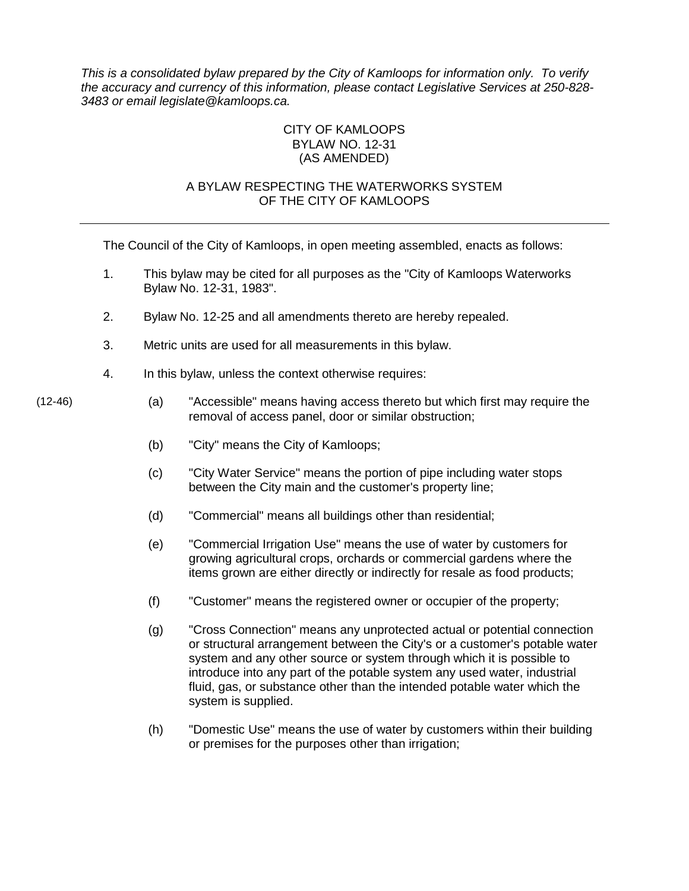*This is a consolidated bylaw prepared by the City of Kamloops for information only. To verify the accuracy and currency of this information, please contact Legislative Services at 250-828-3483 or email legislate@kamloops.ca.*

CITY OF KAMLOOPS
BYLAW NO. 12-31
(AS AMENDED)

A BYLAW RESPECTING THE WATERWORKS SYSTEM
OF THE CITY OF KAMLOOPS

---

The Council of the City of Kamloops, in open meeting assembled, enacts as follows:

1. This bylaw may be cited for all purposes as the "City of Kamloops Waterworks Bylaw No. 12-31, 1983".

2. Bylaw No. 12-25 and all amendments thereto are hereby repealed.

3. Metric units are used for all measurements in this bylaw.

4. In this bylaw, unless the context otherwise requires:

(12-46) (a) "Accessible" means having access thereto but which first may require the removal of access panel, door or similar obstruction;

(b) "City" means the City of Kamloops;

(c) "City Water Service" means the portion of pipe including water stops between the City main and the customer's property line;

(d) "Commercial" means all buildings other than residential;

(e) "Commercial Irrigation Use" means the use of water by customers for growing agricultural crops, orchards or commercial gardens where the items grown are either directly or indirectly for resale as food products;

(f) "Customer" means the registered owner or occupier of the property;

(g) "Cross Connection" means any unprotected actual or potential connection or structural arrangement between the City's or a customer's potable water system and any other source or system through which it is possible to introduce into any part of the potable system any used water, industrial fluid, gas, or substance other than the intended potable water which the system is supplied.

(h) "Domestic Use" means the use of water by customers within their building or premises for the purposes other than irrigation;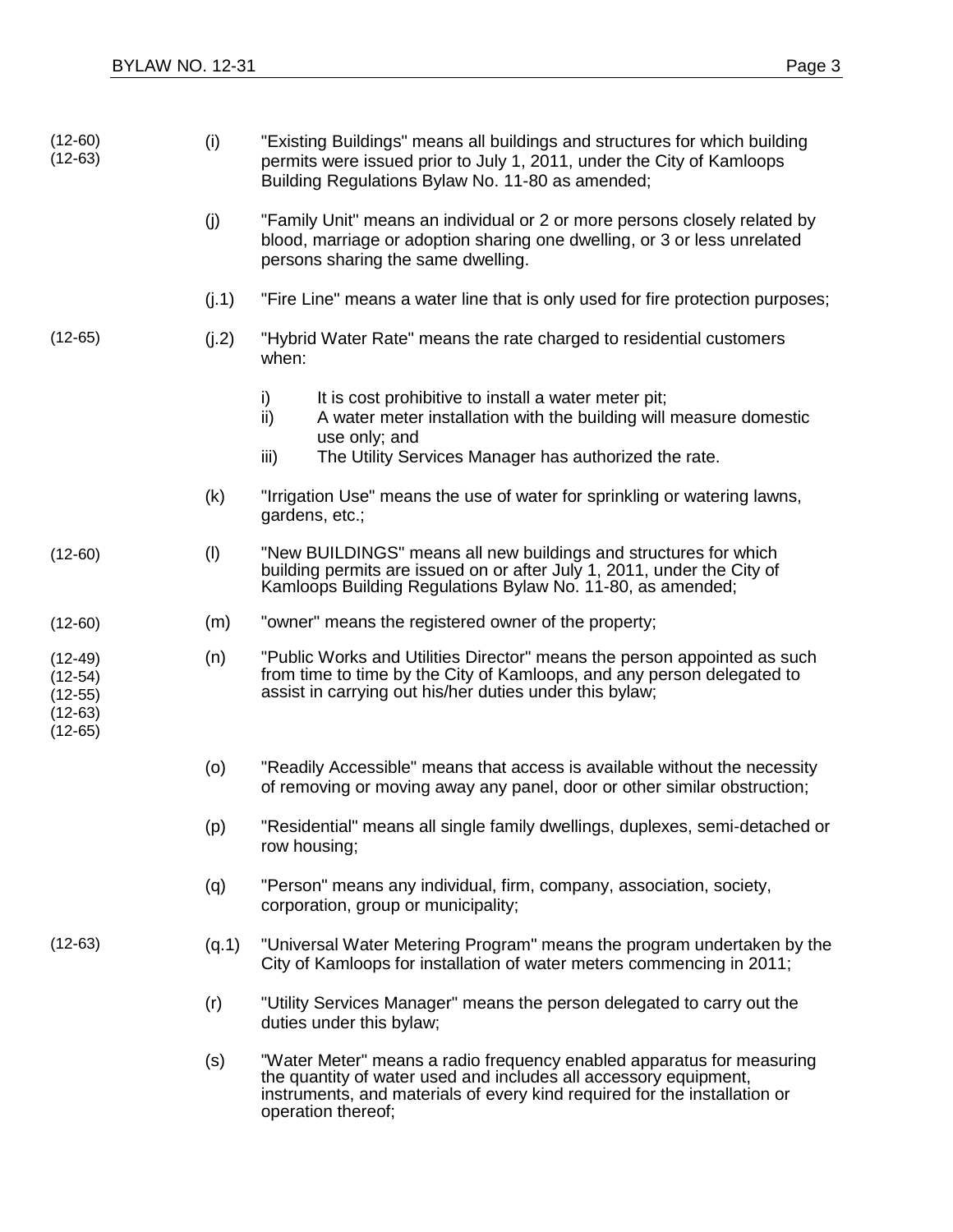(12-60)
(12-63)

(i) "Existing Buildings" means all buildings and structures for which building permits were issued prior to July 1, 2011, under the City of Kamloops Building Regulations Bylaw No. 11-80 as amended;

(j) "Family Unit" means an individual or 2 or more persons closely related by blood, marriage or adoption sharing one dwelling, or 3 or less unrelated persons sharing the same dwelling.

(j.1) "Fire Line" means a water line that is only used for fire protection purposes;

(12-65)

(j.2) "Hybrid Water Rate" means the rate charged to residential customers when:

i) It is cost prohibitive to install a water meter pit;
ii) A water meter installation with the building will measure domestic use only; and
iii) The Utility Services Manager has authorized the rate.

(k) "Irrigation Use" means the use of water for sprinkling or watering lawns, gardens, etc.;

(12-60)

(l) "New BUILDINGS" means all new buildings and structures for which building permits are issued on or after July 1, 2011, under the City of Kamloops Building Regulations Bylaw No. 11-80, as amended;

(12-60)

(m) "owner" means the registered owner of the property;

(12-49)
(12-54)
(12-55)
(12-63)
(12-65)

(n) "Public Works and Utilities Director" means the person appointed as such from time to time by the City of Kamloops, and any person delegated to assist in carrying out his/her duties under this bylaw;

(o) "Readily Accessible" means that access is available without the necessity of removing or moving away any panel, door or other similar obstruction;

(p) "Residential" means all single family dwellings, duplexes, semi-detached or row housing;

(q) "Person" means any individual, firm, company, association, society, corporation, group or municipality;

(12-63)

(q.1) "Universal Water Metering Program" means the program undertaken by the City of Kamloops for installation of water meters commencing in 2011;

(r) "Utility Services Manager" means the person delegated to carry out the duties under this bylaw;

(s) "Water Meter" means a radio frequency enabled apparatus for measuring the quantity of water used and includes all accessory equipment, instruments, and materials of every kind required for the installation or operation thereof;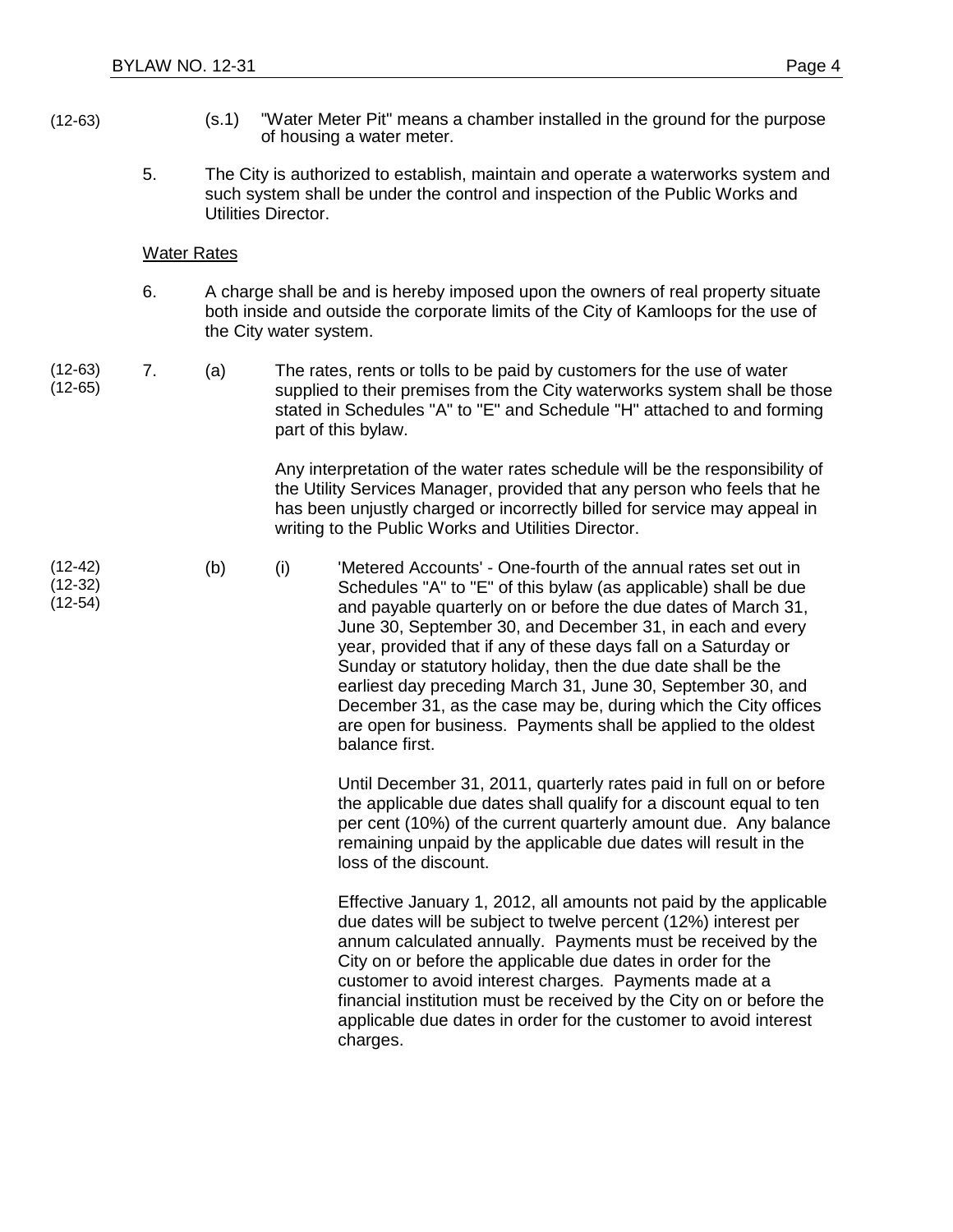(12-63) (s.1) "Water Meter Pit" means a chamber installed in the ground for the purpose of housing a water meter.

5. The City is authorized to establish, maintain and operate a waterworks system and such system shall be under the control and inspection of the Public Works and Utilities Director.

Water Rates

6. A charge shall be and is hereby imposed upon the owners of real property situate both inside and outside the corporate limits of the City of Kamloops for the use of the City water system.

(12-63)
(12-65)

7. (a) The rates, rents or tolls to be paid by customers for the use of water supplied to their premises from the City waterworks system shall be those stated in Schedules "A" to "E" and Schedule "H" attached to and forming part of this bylaw.

Any interpretation of the water rates schedule will be the responsibility of the Utility Services Manager, provided that any person who feels that he has been unjustly charged or incorrectly billed for service may appeal in writing to the Public Works and Utilities Director.

(12-42)
(12-32)
(12-54)

(b) (i) 'Metered Accounts' - One-fourth of the annual rates set out in Schedules "A" to "E" of this bylaw (as applicable) shall be due and payable quarterly on or before the due dates of March 31, June 30, September 30, and December 31, in each and every year, provided that if any of these days fall on a Saturday or Sunday or statutory holiday, then the due date shall be the earliest day preceding March 31, June 30, September 30, and December 31, as the case may be, during which the City offices are open for business. Payments shall be applied to the oldest balance first.

Until December 31, 2011, quarterly rates paid in full on or before the applicable due dates shall qualify for a discount equal to ten per cent (10%) of the current quarterly amount due. Any balance remaining unpaid by the applicable due dates will result in the loss of the discount.

Effective January 1, 2012, all amounts not paid by the applicable due dates will be subject to twelve percent (12%) interest per annum calculated annually. Payments must be received by the City on or before the applicable due dates in order for the customer to avoid interest charges. Payments made at a financial institution must be received by the City on or before the applicable due dates in order for the customer to avoid interest charges.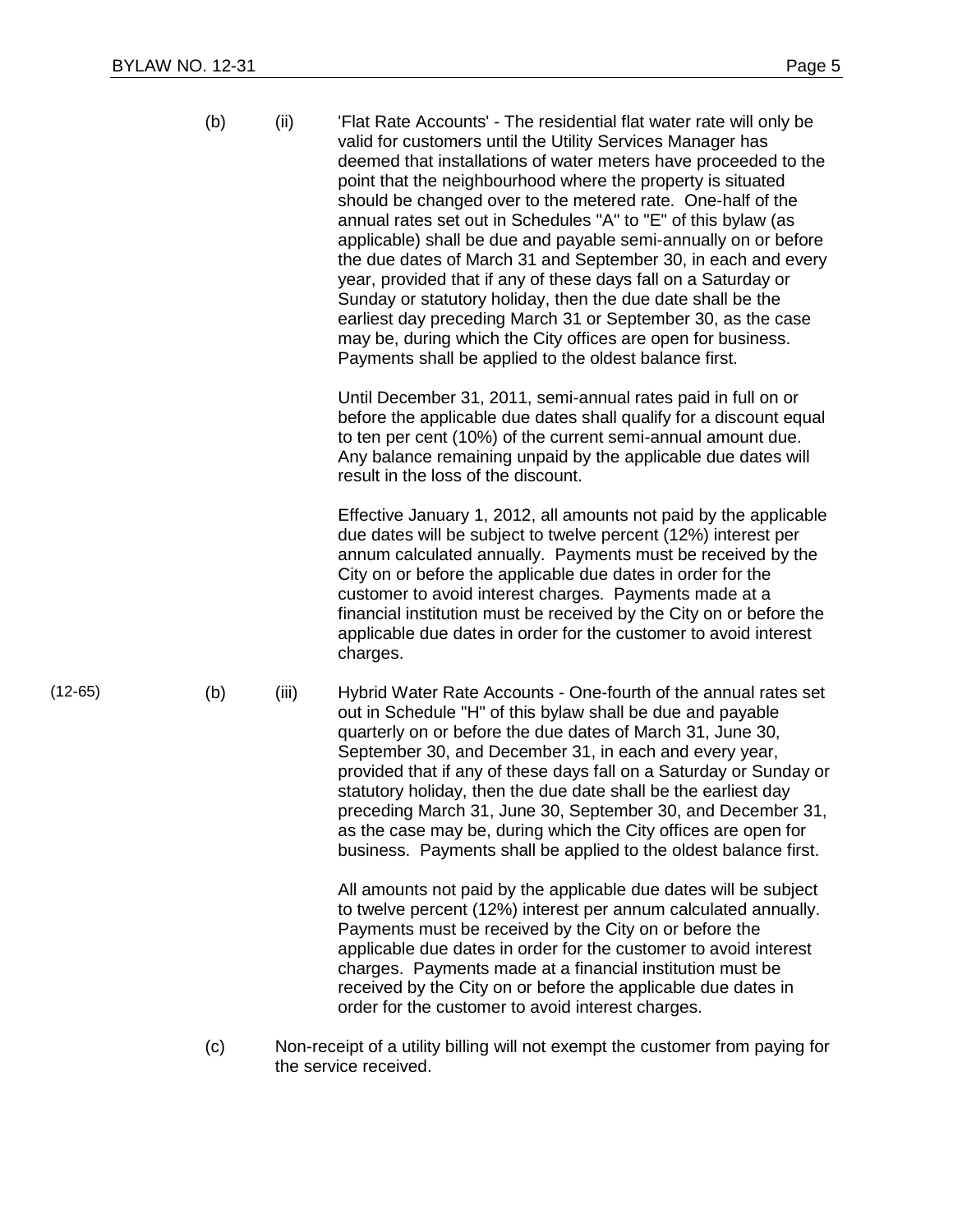(b) (ii) 'Flat Rate Accounts' - The residential flat water rate will only be valid for customers until the Utility Services Manager has deemed that installations of water meters have proceeded to the point that the neighbourhood where the property is situated should be changed over to the metered rate. One-half of the annual rates set out in Schedules "A" to "E" of this bylaw (as applicable) shall be due and payable semi-annually on or before the due dates of March 31 and September 30, in each and every year, provided that if any of these days fall on a Saturday or Sunday or statutory holiday, then the due date shall be the earliest day preceding March 31 or September 30, as the case may be, during which the City offices are open for business. Payments shall be applied to the oldest balance first.

Until December 31, 2011, semi-annual rates paid in full on or before the applicable due dates shall qualify for a discount equal to ten per cent (10%) of the current semi-annual amount due. Any balance remaining unpaid by the applicable due dates will result in the loss of the discount.

Effective January 1, 2012, all amounts not paid by the applicable due dates will be subject to twelve percent (12%) interest per annum calculated annually. Payments must be received by the City on or before the applicable due dates in order for the customer to avoid interest charges. Payments made at a financial institution must be received by the City on or before the applicable due dates in order for the customer to avoid interest charges.

(12-65) (b) (iii) Hybrid Water Rate Accounts - One-fourth of the annual rates set out in Schedule "H" of this bylaw shall be due and payable quarterly on or before the due dates of March 31, June 30, September 30, and December 31, in each and every year, provided that if any of these days fall on a Saturday or Sunday or statutory holiday, then the due date shall be the earliest day preceding March 31, June 30, September 30, and December 31, as the case may be, during which the City offices are open for business. Payments shall be applied to the oldest balance first.

All amounts not paid by the applicable due dates will be subject to twelve percent (12%) interest per annum calculated annually. Payments must be received by the City on or before the applicable due dates in order for the customer to avoid interest charges. Payments made at a financial institution must be received by the City on or before the applicable due dates in order for the customer to avoid interest charges.

(c) Non-receipt of a utility billing will not exempt the customer from paying for the service received.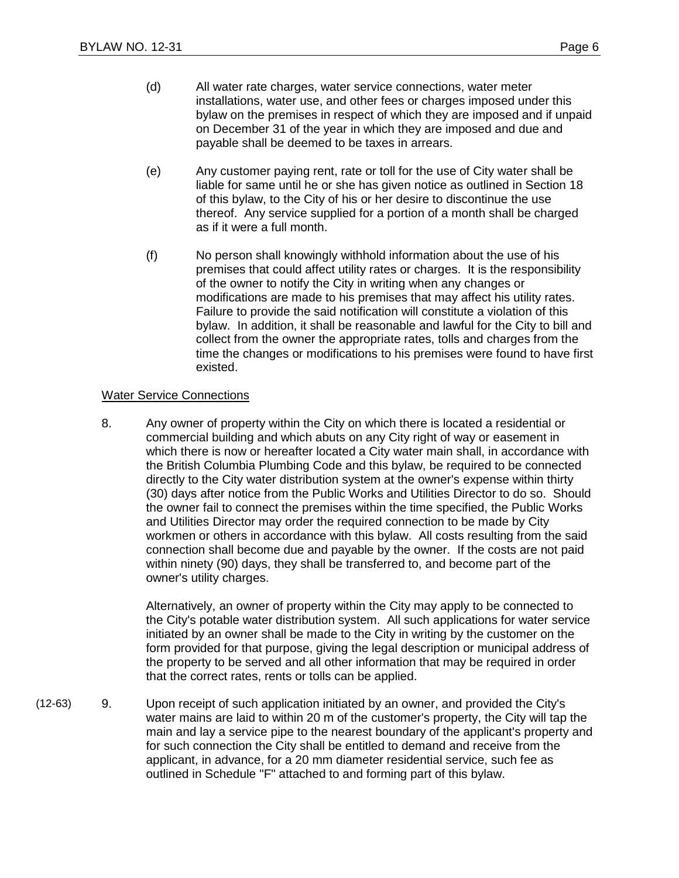(d) All water rate charges, water service connections, water meter installations, water use, and other fees or charges imposed under this bylaw on the premises in respect of which they are imposed and if unpaid on December 31 of the year in which they are imposed and due and payable shall be deemed to be taxes in arrears.

(e) Any customer paying rent, rate or toll for the use of City water shall be liable for same until he or she has given notice as outlined in Section 18 of this bylaw, to the City of his or her desire to discontinue the use thereof. Any service supplied for a portion of a month shall be charged as if it were a full month.

(f) No person shall knowingly withhold information about the use of his premises that could affect utility rates or charges. It is the responsibility of the owner to notify the City in writing when any changes or modifications are made to his premises that may affect his utility rates. Failure to provide the said notification will constitute a violation of this bylaw. In addition, it shall be reasonable and lawful for the City to bill and collect from the owner the appropriate rates, tolls and charges from the time the changes or modifications to his premises were found to have first existed.

Water Service Connections

8. Any owner of property within the City on which there is located a residential or commercial building and which abuts on any City right of way or easement in which there is now or hereafter located a City water main shall, in accordance with the British Columbia Plumbing Code and this bylaw, be required to be connected directly to the City water distribution system at the owner's expense within thirty (30) days after notice from the Public Works and Utilities Director to do so. Should the owner fail to connect the premises within the time specified, the Public Works and Utilities Director may order the required connection to be made by City workmen or others in accordance with this bylaw. All costs resulting from the said connection shall become due and payable by the owner. If the costs are not paid within ninety (90) days, they shall be transferred to, and become part of the owner's utility charges.

   Alternatively, an owner of property within the City may apply to be connected to the City's potable water distribution system. All such applications for water service initiated by an owner shall be made to the City in writing by the customer on the form provided for that purpose, giving the legal description or municipal address of the property to be served and all other information that may be required in order that the correct rates, rents or tolls can be applied.

(12-63) 9. Upon receipt of such application initiated by an owner, and provided the City's water mains are laid to within 20 m of the customer's property, the City will tap the main and lay a service pipe to the nearest boundary of the applicant's property and for such connection the City shall be entitled to demand and receive from the applicant, in advance, for a 20 mm diameter residential service, such fee as outlined in Schedule "F" attached to and forming part of this bylaw.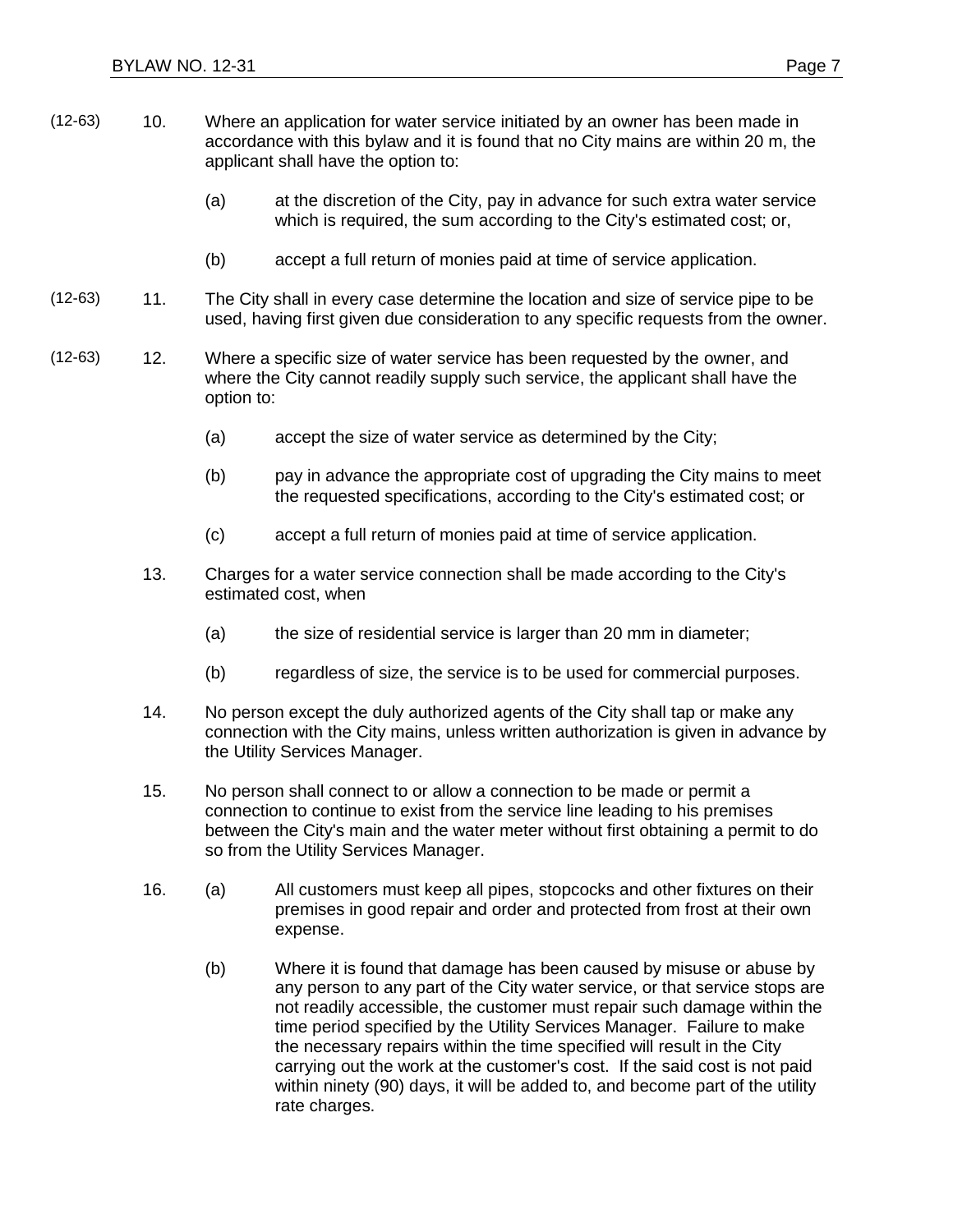(12-63) 10. Where an application for water service initiated by an owner has been made in accordance with this bylaw and it is found that no City mains are within 20 m, the applicant shall have the option to:

(a) at the discretion of the City, pay in advance for such extra water service which is required, the sum according to the City's estimated cost; or,

(b) accept a full return of monies paid at time of service application.

(12-63) 11. The City shall in every case determine the location and size of service pipe to be used, having first given due consideration to any specific requests from the owner.

(12-63) 12. Where a specific size of water service has been requested by the owner, and where the City cannot readily supply such service, the applicant shall have the option to:

(a) accept the size of water service as determined by the City;

(b) pay in advance the appropriate cost of upgrading the City mains to meet the requested specifications, according to the City's estimated cost; or

(c) accept a full return of monies paid at time of service application.

13. Charges for a water service connection shall be made according to the City's estimated cost, when

(a) the size of residential service is larger than 20 mm in diameter;

(b) regardless of size, the service is to be used for commercial purposes.

14. No person except the duly authorized agents of the City shall tap or make any connection with the City mains, unless written authorization is given in advance by the Utility Services Manager.

15. No person shall connect to or allow a connection to be made or permit a connection to continue to exist from the service line leading to his premises between the City's main and the water meter without first obtaining a permit to do so from the Utility Services Manager.

16. (a) All customers must keep all pipes, stopcocks and other fixtures on their premises in good repair and order and protected from frost at their own expense.

(b) Where it is found that damage has been caused by misuse or abuse by any person to any part of the City water service, or that service stops are not readily accessible, the customer must repair such damage within the time period specified by the Utility Services Manager. Failure to make the necessary repairs within the time specified will result in the City carrying out the work at the customer's cost. If the said cost is not paid within ninety (90) days, it will be added to, and become part of the utility rate charges.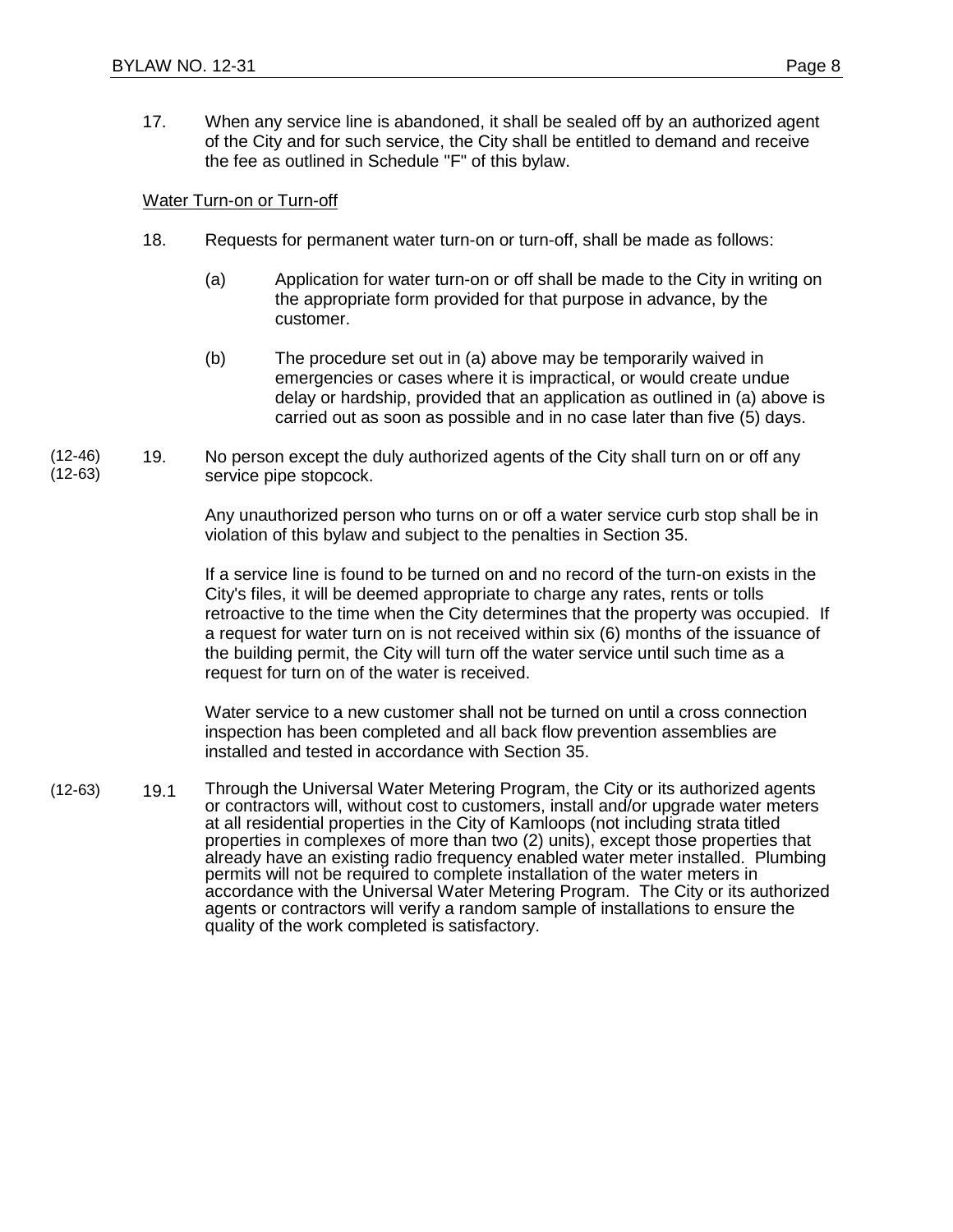17. When any service line is abandoned, it shall be sealed off by an authorized agent of the City and for such service, the City shall be entitled to demand and receive the fee as outlined in Schedule "F" of this bylaw.

Water Turn-on or Turn-off

18. Requests for permanent water turn-on or turn-off, shall be made as follows:

   (a) Application for water turn-on or off shall be made to the City in writing on the appropriate form provided for that purpose in advance, by the customer.

   (b) The procedure set out in (a) above may be temporarily waived in emergencies or cases where it is impractical, or would create undue delay or hardship, provided that an application as outlined in (a) above is carried out as soon as possible and in no case later than five (5) days.

(12-46) (12-63) 19. No person except the duly authorized agents of the City shall turn on or off any service pipe stopcock.

Any unauthorized person who turns on or off a water service curb stop shall be in violation of this bylaw and subject to the penalties in Section 35.

If a service line is found to be turned on and no record of the turn-on exists in the City's files, it will be deemed appropriate to charge any rates, rents or tolls retroactive to the time when the City determines that the property was occupied. If a request for water turn on is not received within six (6) months of the issuance of the building permit, the City will turn off the water service until such time as a request for turn on of the water is received.

Water service to a new customer shall not be turned on until a cross connection inspection has been completed and all back flow prevention assemblies are installed and tested in accordance with Section 35.

(12-63) 19.1 Through the Universal Water Metering Program, the City or its authorized agents or contractors will, without cost to customers, install and/or upgrade water meters at all residential properties in the City of Kamloops (not including strata titled properties in complexes of more than two (2) units), except those properties that already have an existing radio frequency enabled water meter installed. Plumbing permits will not be required to complete installation of the water meters in accordance with the Universal Water Metering Program. The City or its authorized agents or contractors will verify a random sample of installations to ensure the quality of the work completed is satisfactory.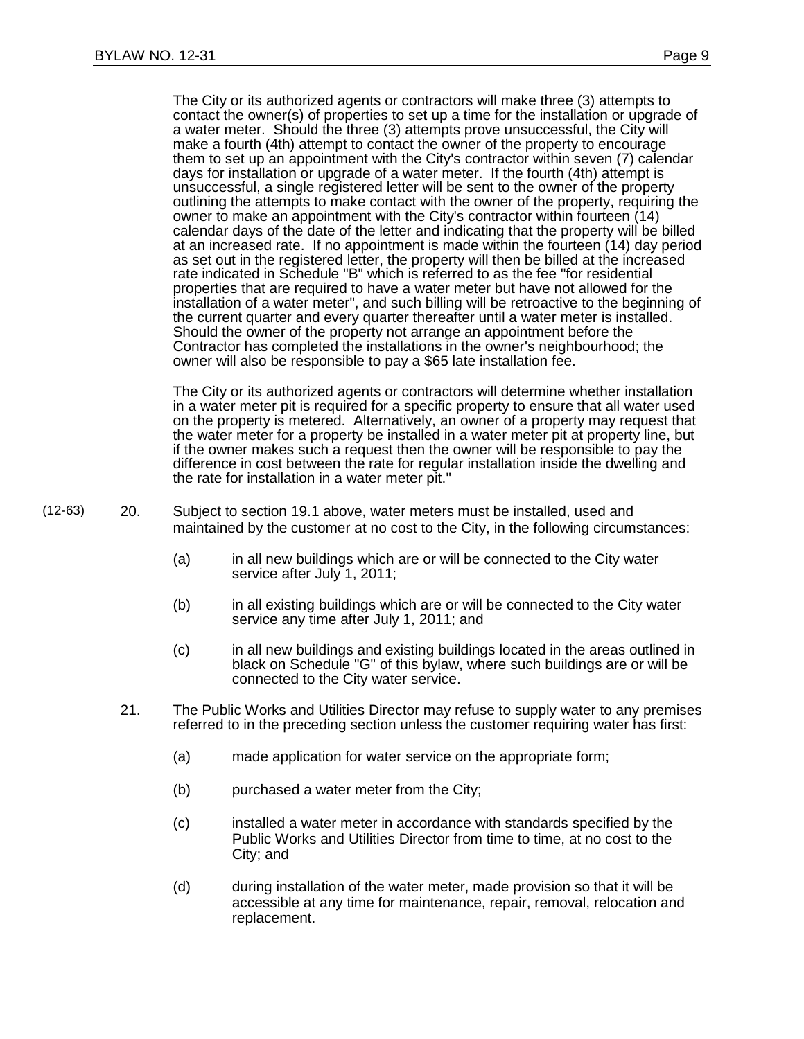The City or its authorized agents or contractors will make three (3) attempts to contact the owner(s) of properties to set up a time for the installation or upgrade of a water meter. Should the three (3) attempts prove unsuccessful, the City will make a fourth (4th) attempt to contact the owner of the property to encourage them to set up an appointment with the City's contractor within seven (7) calendar days for installation or upgrade of a water meter. If the fourth (4th) attempt is unsuccessful, a single registered letter will be sent to the owner of the property outlining the attempts to make contact with the owner of the property, requiring the owner to make an appointment with the City's contractor within fourteen (14) calendar days of the date of the letter and indicating that the property will be billed at an increased rate. If no appointment is made within the fourteen (14) day period as set out in the registered letter, the property will then be billed at the increased rate indicated in Schedule "B" which is referred to as the fee "for residential properties that are required to have a water meter but have not allowed for the installation of a water meter", and such billing will be retroactive to the beginning of the current quarter and every quarter thereafter until a water meter is installed. Should the owner of the property not arrange an appointment before the Contractor has completed the installations in the owner's neighbourhood; the owner will also be responsible to pay a $65 late installation fee.

The City or its authorized agents or contractors will determine whether installation in a water meter pit is required for a specific property to ensure that all water used on the property is metered. Alternatively, an owner of a property may request that the water meter for a property be installed in a water meter pit at property line, but if the owner makes such a request then the owner will be responsible to pay the difference in cost between the rate for regular installation inside the dwelling and the rate for installation in a water meter pit."

(12-63) 20. Subject to section 19.1 above, water meters must be installed, used and maintained by the customer at no cost to the City, in the following circumstances:

(a) in all new buildings which are or will be connected to the City water service after July 1, 2011;

(b) in all existing buildings which are or will be connected to the City water service any time after July 1, 2011; and

(c) in all new buildings and existing buildings located in the areas outlined in black on Schedule "G" of this bylaw, where such buildings are or will be connected to the City water service.

21. The Public Works and Utilities Director may refuse to supply water to any premises referred to in the preceding section unless the customer requiring water has first:

(a) made application for water service on the appropriate form;

(b) purchased a water meter from the City;

(c) installed a water meter in accordance with standards specified by the Public Works and Utilities Director from time to time, at no cost to the City; and

(d) during installation of the water meter, made provision so that it will be accessible at any time for maintenance, repair, removal, relocation and replacement.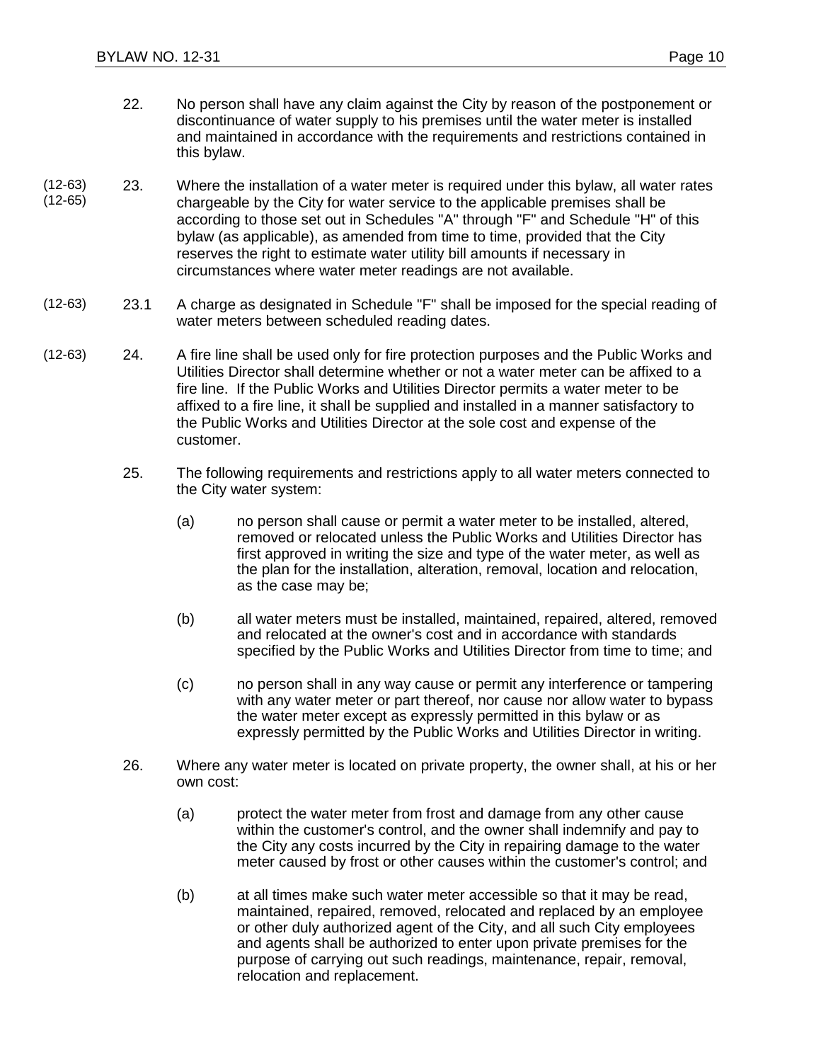22. No person shall have any claim against the City by reason of the postponement or discontinuance of water supply to his premises until the water meter is installed and maintained in accordance with the requirements and restrictions contained in this bylaw.

(12-63) (12-65) 23. Where the installation of a water meter is required under this bylaw, all water rates chargeable by the City for water service to the applicable premises shall be according to those set out in Schedules "A" through "F" and Schedule "H" of this bylaw (as applicable), as amended from time to time, provided that the City reserves the right to estimate water utility bill amounts if necessary in circumstances where water meter readings are not available.

(12-63) 23.1 A charge as designated in Schedule "F" shall be imposed for the special reading of water meters between scheduled reading dates.

(12-63) 24. A fire line shall be used only for fire protection purposes and the Public Works and Utilities Director shall determine whether or not a water meter can be affixed to a fire line. If the Public Works and Utilities Director permits a water meter to be affixed to a fire line, it shall be supplied and installed in a manner satisfactory to the Public Works and Utilities Director at the sole cost and expense of the customer.

25. The following requirements and restrictions apply to all water meters connected to the City water system:

(a) no person shall cause or permit a water meter to be installed, altered, removed or relocated unless the Public Works and Utilities Director has first approved in writing the size and type of the water meter, as well as the plan for the installation, alteration, removal, location and relocation, as the case may be;

(b) all water meters must be installed, maintained, repaired, altered, removed and relocated at the owner's cost and in accordance with standards specified by the Public Works and Utilities Director from time to time; and

(c) no person shall in any way cause or permit any interference or tampering with any water meter or part thereof, nor cause nor allow water to bypass the water meter except as expressly permitted in this bylaw or as expressly permitted by the Public Works and Utilities Director in writing.

26. Where any water meter is located on private property, the owner shall, at his or her own cost:

(a) protect the water meter from frost and damage from any other cause within the customer's control, and the owner shall indemnify and pay to the City any costs incurred by the City in repairing damage to the water meter caused by frost or other causes within the customer's control; and

(b) at all times make such water meter accessible so that it may be read, maintained, repaired, removed, relocated and replaced by an employee or other duly authorized agent of the City, and all such City employees and agents shall be authorized to enter upon private premises for the purpose of carrying out such readings, maintenance, repair, removal, relocation and replacement.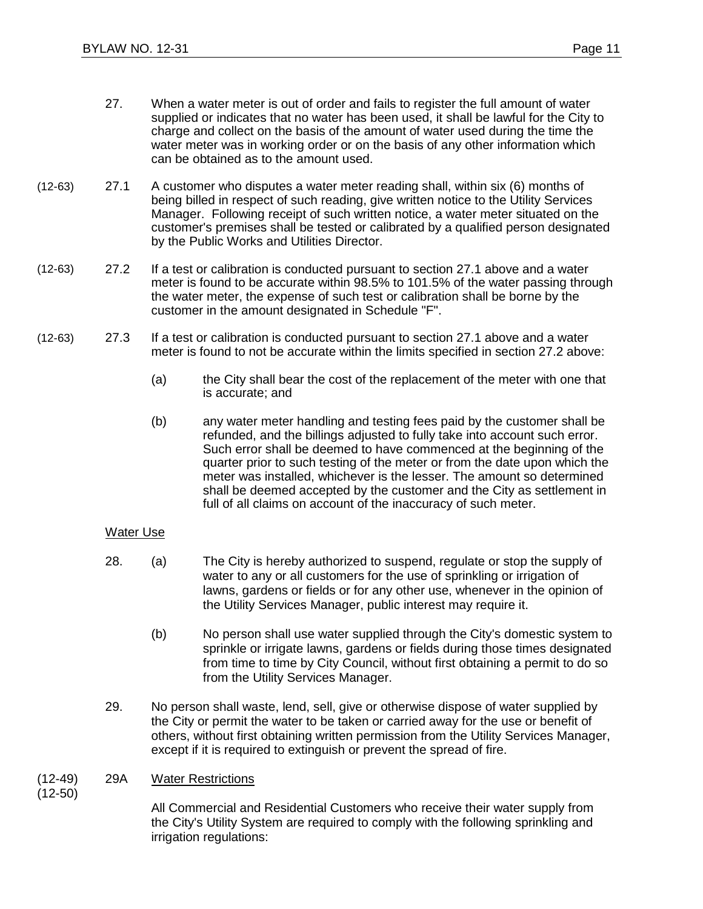27. When a water meter is out of order and fails to register the full amount of water supplied or indicates that no water has been used, it shall be lawful for the City to charge and collect on the basis of the amount of water used during the time the water meter was in working order or on the basis of any other information which can be obtained as to the amount used.

(12-63) 27.1 A customer who disputes a water meter reading shall, within six (6) months of being billed in respect of such reading, give written notice to the Utility Services Manager. Following receipt of such written notice, a water meter situated on the customer's premises shall be tested or calibrated by a qualified person designated by the Public Works and Utilities Director.

(12-63) 27.2 If a test or calibration is conducted pursuant to section 27.1 above and a water meter is found to be accurate within 98.5% to 101.5% of the water passing through the water meter, the expense of such test or calibration shall be borne by the customer in the amount designated in Schedule "F".

(12-63) 27.3 If a test or calibration is conducted pursuant to section 27.1 above and a water meter is found to not be accurate within the limits specified in section 27.2 above:

(a) the City shall bear the cost of the replacement of the meter with one that is accurate; and

(b) any water meter handling and testing fees paid by the customer shall be refunded, and the billings adjusted to fully take into account such error. Such error shall be deemed to have commenced at the beginning of the quarter prior to such testing of the meter or from the date upon which the meter was installed, whichever is the lesser. The amount so determined shall be deemed accepted by the customer and the City as settlement in full of all claims on account of the inaccuracy of such meter.

<u>Water Use</u>

28. (a) The City is hereby authorized to suspend, regulate or stop the supply of water to any or all customers for the use of sprinkling or irrigation of lawns, gardens or fields or for any other use, whenever in the opinion of the Utility Services Manager, public interest may require it.

(b) No person shall use water supplied through the City's domestic system to sprinkle or irrigate lawns, gardens or fields during those times designated from time to time by City Council, without first obtaining a permit to do so from the Utility Services Manager.

29. No person shall waste, lend, sell, give or otherwise dispose of water supplied by the City or permit the water to be taken or carried away for the use or benefit of others, without first obtaining written permission from the Utility Services Manager, except if it is required to extinguish or prevent the spread of fire.

(12-49)
(12-50) 29A <u>Water Restrictions</u>

All Commercial and Residential Customers who receive their water supply from the City's Utility System are required to comply with the following sprinkling and irrigation regulations: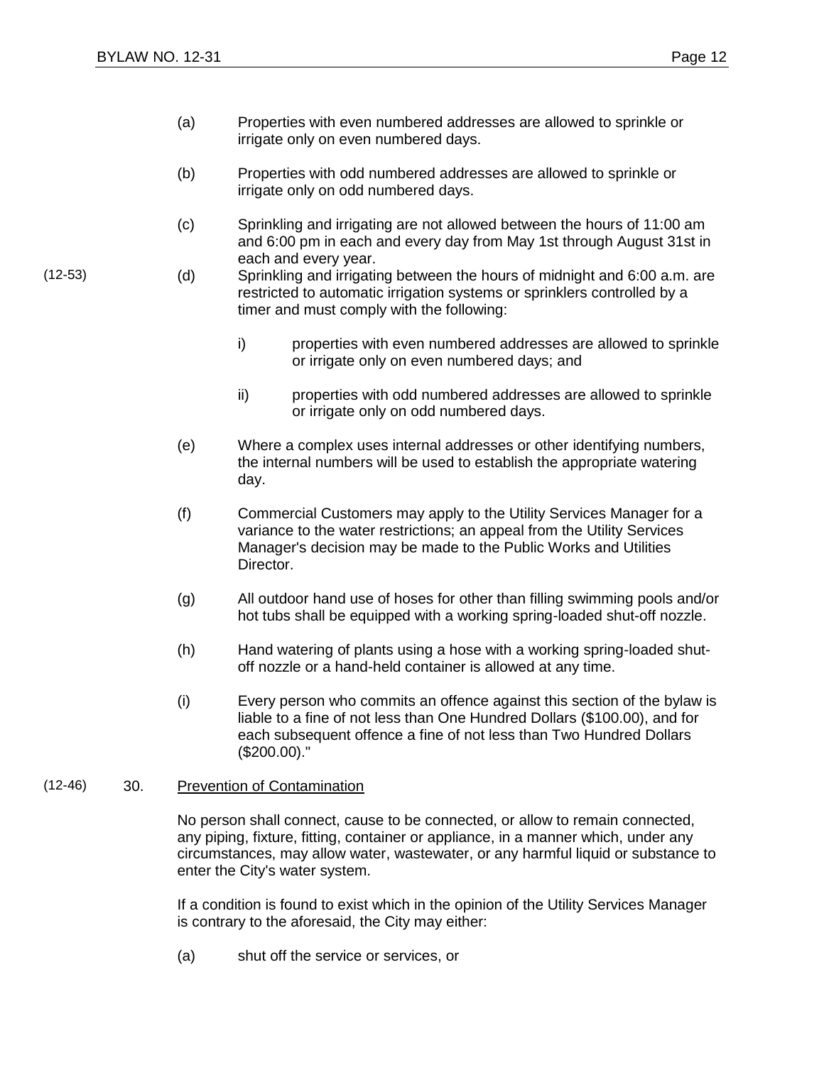(a) Properties with even numbered addresses are allowed to sprinkle or irrigate only on even numbered days.

(b) Properties with odd numbered addresses are allowed to sprinkle or irrigate only on odd numbered days.

(c) Sprinkling and irrigating are not allowed between the hours of 11:00 am and 6:00 pm in each and every day from May 1st through August 31st in each and every year.

(12-53) (d) Sprinkling and irrigating between the hours of midnight and 6:00 a.m. are restricted to automatic irrigation systems or sprinklers controlled by a timer and must comply with the following:

i) properties with even numbered addresses are allowed to sprinkle or irrigate only on even numbered days; and

ii) properties with odd numbered addresses are allowed to sprinkle or irrigate only on odd numbered days.

(e) Where a complex uses internal addresses or other identifying numbers, the internal numbers will be used to establish the appropriate watering day.

(f) Commercial Customers may apply to the Utility Services Manager for a variance to the water restrictions; an appeal from the Utility Services Manager's decision may be made to the Public Works and Utilities Director.

(g) All outdoor hand use of hoses for other than filling swimming pools and/or hot tubs shall be equipped with a working spring-loaded shut-off nozzle.

(h) Hand watering of plants using a hose with a working spring-loaded shut-off nozzle or a hand-held container is allowed at any time.

(i) Every person who commits an offence against this section of the bylaw is liable to a fine of not less than One Hundred Dollars ($100.00), and for each subsequent offence a fine of not less than Two Hundred Dollars ($200.00)."

(12-46) 30. Prevention of Contamination

No person shall connect, cause to be connected, or allow to remain connected, any piping, fixture, fitting, container or appliance, in a manner which, under any circumstances, may allow water, wastewater, or any harmful liquid or substance to enter the City's water system.

If a condition is found to exist which in the opinion of the Utility Services Manager is contrary to the aforesaid, the City may either:

(a) shut off the service or services, or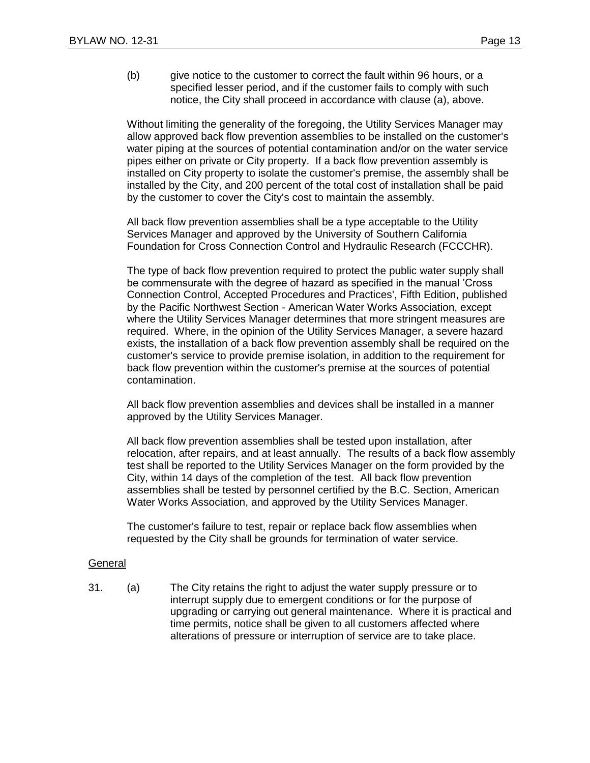(b) give notice to the customer to correct the fault within 96 hours, or a specified lesser period, and if the customer fails to comply with such notice, the City shall proceed in accordance with clause (a), above.

Without limiting the generality of the foregoing, the Utility Services Manager may allow approved back flow prevention assemblies to be installed on the customer's water piping at the sources of potential contamination and/or on the water service pipes either on private or City property. If a back flow prevention assembly is installed on City property to isolate the customer's premise, the assembly shall be installed by the City, and 200 percent of the total cost of installation shall be paid by the customer to cover the City's cost to maintain the assembly.

All back flow prevention assemblies shall be a type acceptable to the Utility Services Manager and approved by the University of Southern California Foundation for Cross Connection Control and Hydraulic Research (FCCCHR).

The type of back flow prevention required to protect the public water supply shall be commensurate with the degree of hazard as specified in the manual 'Cross Connection Control, Accepted Procedures and Practices', Fifth Edition, published by the Pacific Northwest Section - American Water Works Association, except where the Utility Services Manager determines that more stringent measures are required. Where, in the opinion of the Utility Services Manager, a severe hazard exists, the installation of a back flow prevention assembly shall be required on the customer's service to provide premise isolation, in addition to the requirement for back flow prevention within the customer's premise at the sources of potential contamination.

All back flow prevention assemblies and devices shall be installed in a manner approved by the Utility Services Manager.

All back flow prevention assemblies shall be tested upon installation, after relocation, after repairs, and at least annually. The results of a back flow assembly test shall be reported to the Utility Services Manager on the form provided by the City, within 14 days of the completion of the test. All back flow prevention assemblies shall be tested by personnel certified by the B.C. Section, American Water Works Association, and approved by the Utility Services Manager.

The customer's failure to test, repair or replace back flow assemblies when requested by the City shall be grounds for termination of water service.

<u>General</u>

31. (a) The City retains the right to adjust the water supply pressure or to interrupt supply due to emergent conditions or for the purpose of upgrading or carrying out general maintenance. Where it is practical and time permits, notice shall be given to all customers affected where alterations of pressure or interruption of service are to take place.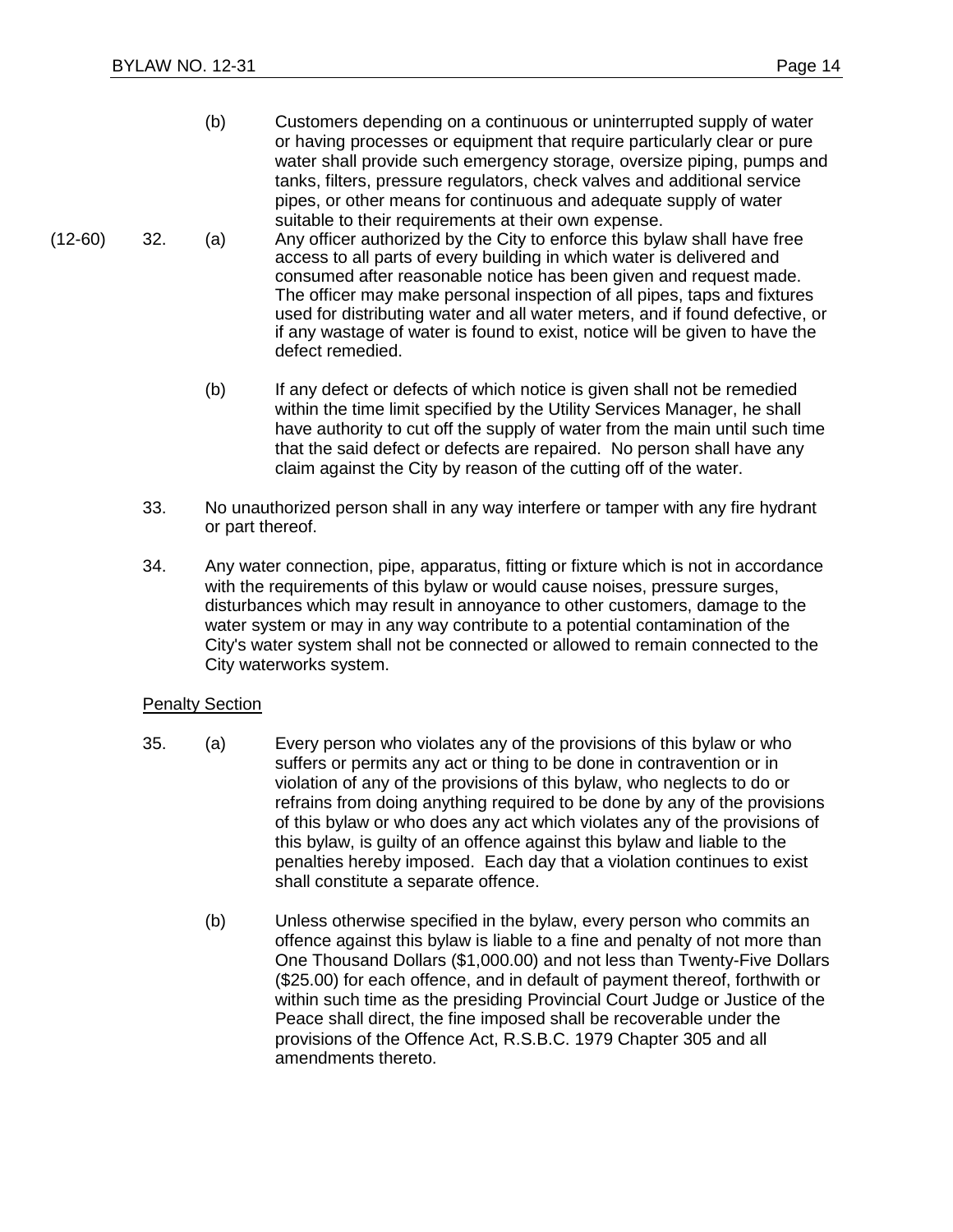(b) Customers depending on a continuous or uninterrupted supply of water or having processes or equipment that require particularly clear or pure water shall provide such emergency storage, oversize piping, pumps and tanks, filters, pressure regulators, check valves and additional service pipes, or other means for continuous and adequate supply of water suitable to their requirements at their own expense.

(12-60) 32. (a) Any officer authorized by the City to enforce this bylaw shall have free access to all parts of every building in which water is delivered and consumed after reasonable notice has been given and request made. The officer may make personal inspection of all pipes, taps and fixtures used for distributing water and all water meters, and if found defective, or if any wastage of water is found to exist, notice will be given to have the defect remedied.

(b) If any defect or defects of which notice is given shall not be remedied within the time limit specified by the Utility Services Manager, he shall have authority to cut off the supply of water from the main until such time that the said defect or defects are repaired. No person shall have any claim against the City by reason of the cutting off of the water.

33. No unauthorized person shall in any way interfere or tamper with any fire hydrant or part thereof.

34. Any water connection, pipe, apparatus, fitting or fixture which is not in accordance with the requirements of this bylaw or would cause noises, pressure surges, disturbances which may result in annoyance to other customers, damage to the water system or may in any way contribute to a potential contamination of the City's water system shall not be connected or allowed to remain connected to the City waterworks system.

<u>Penalty Section</u>

35. (a) Every person who violates any of the provisions of this bylaw or who suffers or permits any act or thing to be done in contravention or in violation of any of the provisions of this bylaw, who neglects to do or refrains from doing anything required to be done by any of the provisions of this bylaw or who does any act which violates any of the provisions of this bylaw, is guilty of an offence against this bylaw and liable to the penalties hereby imposed. Each day that a violation continues to exist shall constitute a separate offence.

(b) Unless otherwise specified in the bylaw, every person who commits an offence against this bylaw is liable to a fine and penalty of not more than One Thousand Dollars ($1,000.00) and not less than Twenty-Five Dollars ($25.00) for each offence, and in default of payment thereof, forthwith or within such time as the presiding Provincial Court Judge or Justice of the Peace shall direct, the fine imposed shall be recoverable under the provisions of the Offence Act, R.S.B.C. 1979 Chapter 305 and all amendments thereto.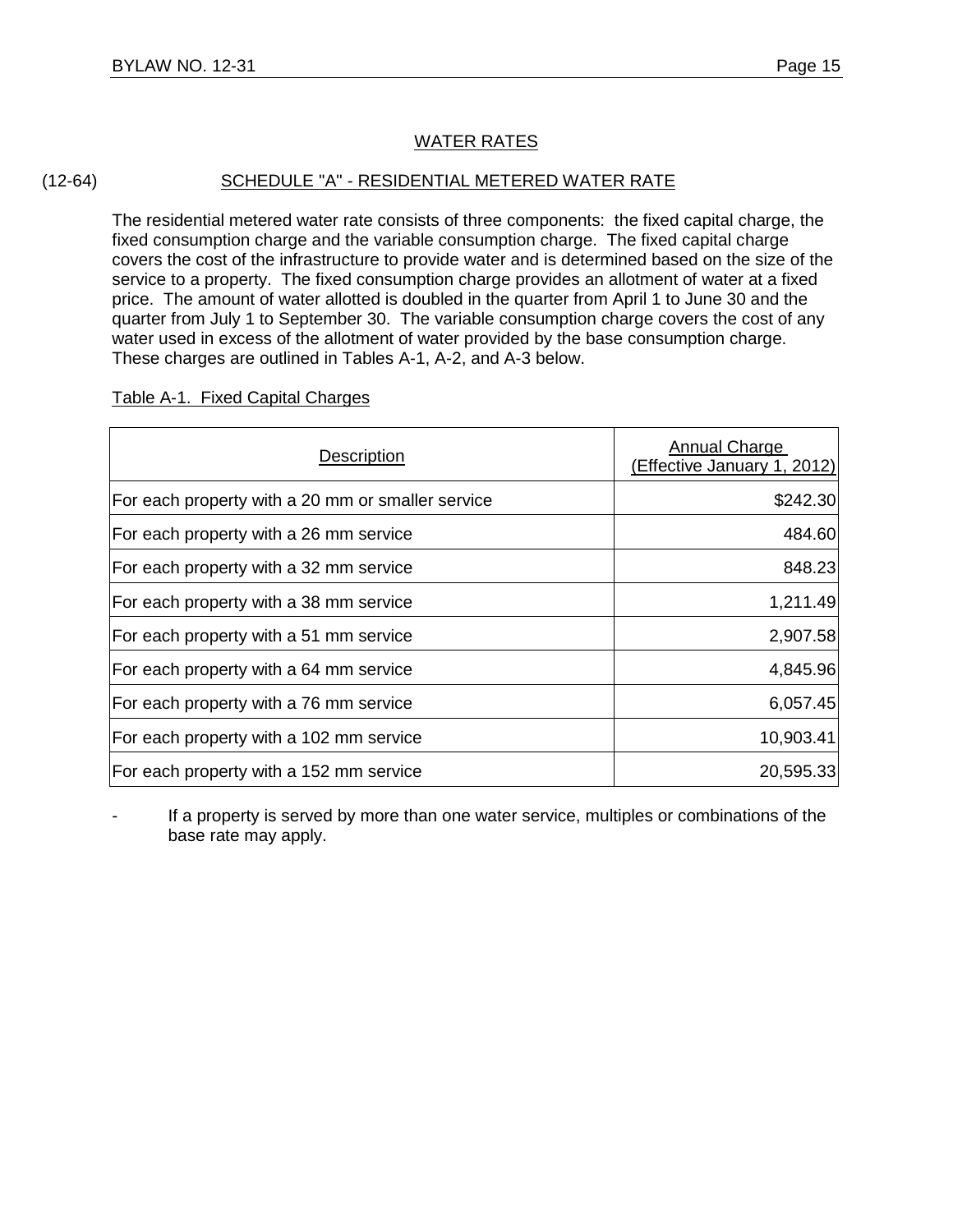## WATER RATES

(12-64) **SCHEDULE "A" - RESIDENTIAL METERED WATER RATE**

The residential metered water rate consists of three components: the fixed capital charge, the fixed consumption charge and the variable consumption charge. The fixed capital charge covers the cost of the infrastructure to provide water and is determined based on the size of the service to a property. The fixed consumption charge provides an allotment of water at a fixed price. The amount of water allotted is doubled in the quarter from April 1 to June 30 and the quarter from July 1 to September 30. The variable consumption charge covers the cost of any water used in excess of the allotment of water provided by the base consumption charge. These charges are outlined in Tables A-1, A-2, and A-3 below.

Table A-1. Fixed Capital Charges

| Description | Annual Charge (Effective January 1, 2012) |
|---|---:|
| For each property with a 20 mm or smaller service | $242.30 |
| For each property with a 26 mm service | 484.60 |
| For each property with a 32 mm service | 848.23 |
| For each property with a 38 mm service | 1,211.49 |
| For each property with a 51 mm service | 2,907.58 |
| For each property with a 64 mm service | 4,845.96 |
| For each property with a 76 mm service | 6,057.45 |
| For each property with a 102 mm service | 10,903.41 |
| For each property with a 152 mm service | 20,595.33 |

- If a property is served by more than one water service, multiples or combinations of the base rate may apply.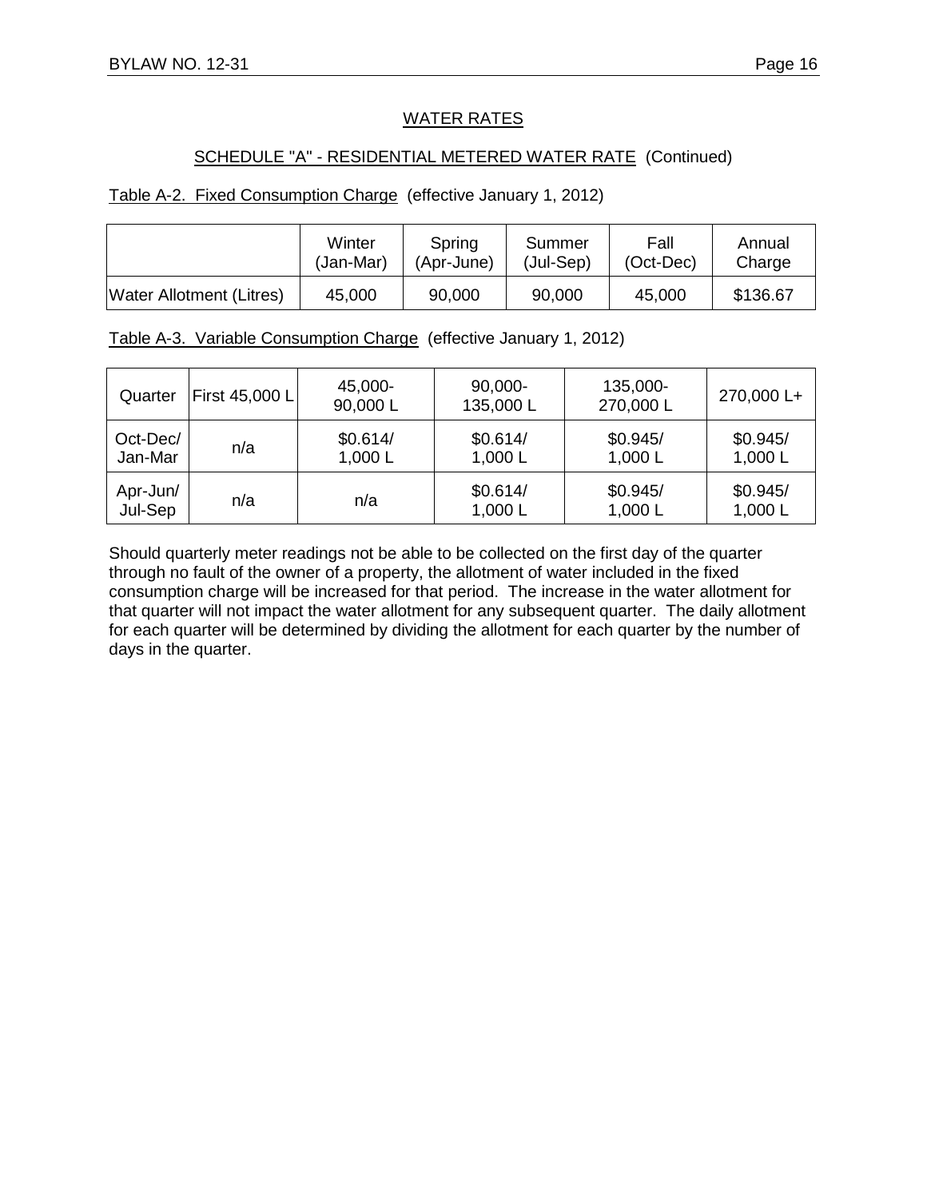## WATER RATES

### SCHEDULE "A" - RESIDENTIAL METERED WATER RATE (Continued)

Table A-2. Fixed Consumption Charge (effective January 1, 2012)

| | Winter (Jan-Mar) | Spring (Apr-June) | Summer (Jul-Sep) | Fall (Oct-Dec) | Annual Charge |
|---|---|---|---|---|---|
| Water Allotment (Litres) | 45,000 | 90,000 | 90,000 | 45,000 | $136.67 |

Table A-3. Variable Consumption Charge (effective January 1, 2012)

| Quarter | First 45,000 L | 45,000-90,000 L | 90,000-135,000 L | 135,000-270,000 L | 270,000 L+ |
|---|---|---|---|---|---|
| Oct-Dec/ Jan-Mar | n/a | $0.614/ 1,000 L | $0.614/ 1,000 L | $0.945/ 1,000 L | $0.945/ 1,000 L |
| Apr-Jun/ Jul-Sep | n/a | n/a | $0.614/ 1,000 L | $0.945/ 1,000 L | $0.945/ 1,000 L |

Should quarterly meter readings not be able to be collected on the first day of the quarter through no fault of the owner of a property, the allotment of water included in the fixed consumption charge will be increased for that period. The increase in the water allotment for that quarter will not impact the water allotment for any subsequent quarter. The daily allotment for each quarter will be determined by dividing the allotment for each quarter by the number of days in the quarter.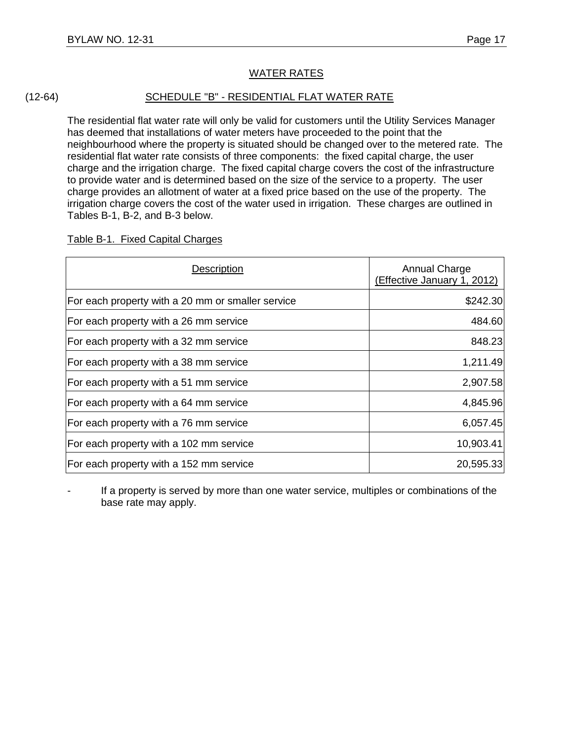## WATER RATES

(12-64) **SCHEDULE "B" - RESIDENTIAL FLAT WATER RATE**

The residential flat water rate will only be valid for customers until the Utility Services Manager has deemed that installations of water meters have proceeded to the point that the neighbourhood where the property is situated should be changed over to the metered rate. The residential flat water rate consists of three components: the fixed capital charge, the user charge and the irrigation charge. The fixed capital charge covers the cost of the infrastructure to provide water and is determined based on the size of the service to a property. The user charge provides an allotment of water at a fixed price based on the use of the property. The irrigation charge covers the cost of the water used in irrigation. These charges are outlined in Tables B-1, B-2, and B-3 below.

Table B-1. Fixed Capital Charges

| Description | Annual Charge (Effective January 1, 2012) |
|---|---:|
| For each property with a 20 mm or smaller service | $242.30 |
| For each property with a 26 mm service | 484.60 |
| For each property with a 32 mm service | 848.23 |
| For each property with a 38 mm service | 1,211.49 |
| For each property with a 51 mm service | 2,907.58 |
| For each property with a 64 mm service | 4,845.96 |
| For each property with a 76 mm service | 6,057.45 |
| For each property with a 102 mm service | 10,903.41 |
| For each property with a 152 mm service | 20,595.33 |

- If a property is served by more than one water service, multiples or combinations of the base rate may apply.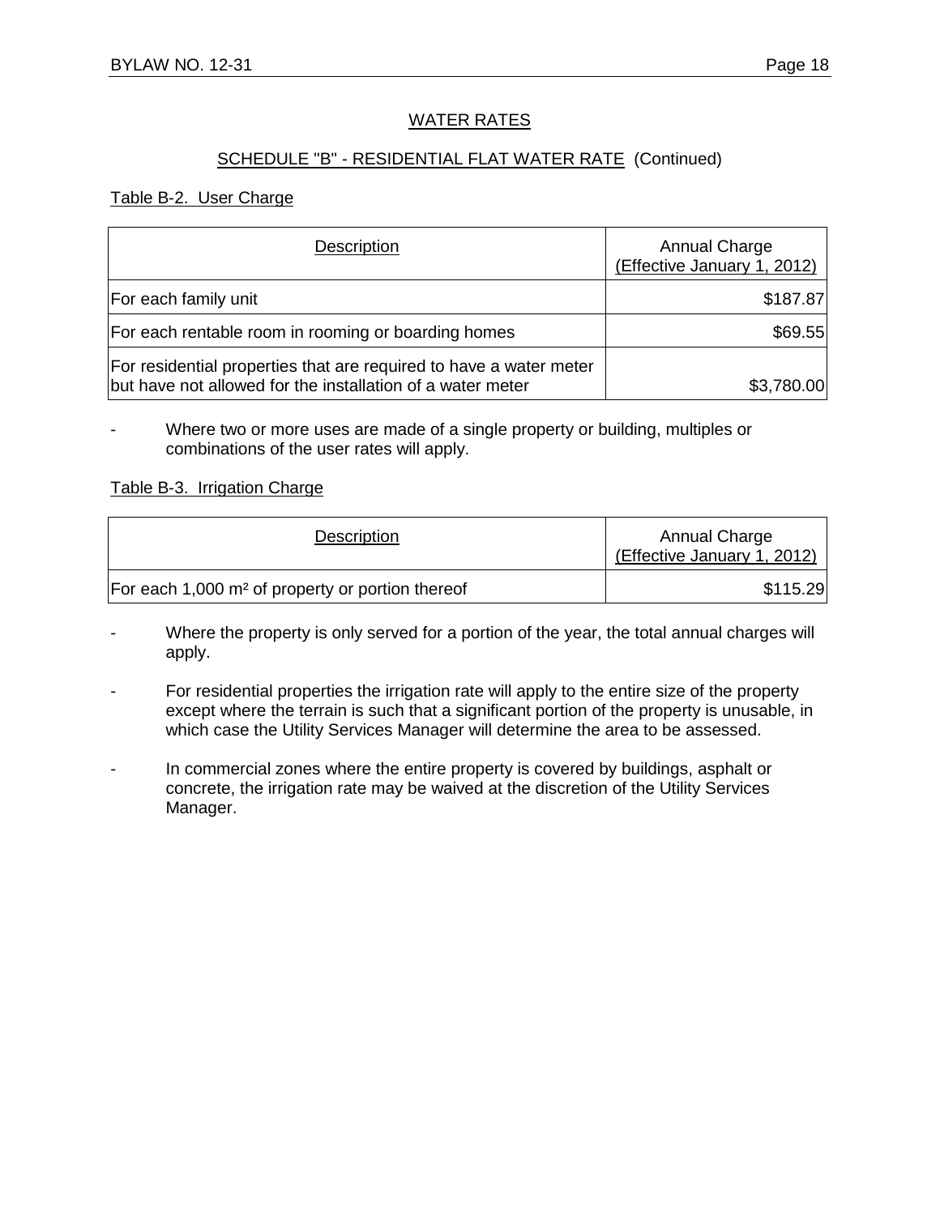## WATER RATES

### SCHEDULE "B" - RESIDENTIAL FLAT WATER RATE (Continued)

Table B-2. User Charge

| Description | Annual Charge (Effective January 1, 2012) |
|---|---|
| For each family unit | $187.87 |
| For each rentable room in rooming or boarding homes | $69.55 |
| For residential properties that are required to have a water meter but have not allowed for the installation of a water meter | $3,780.00 |

- Where two or more uses are made of a single property or building, multiples or combinations of the user rates will apply.

Table B-3. Irrigation Charge

| Description | Annual Charge (Effective January 1, 2012) |
|---|---|
| For each 1,000 $m^2$ of property or portion thereof | $115.29 |

- Where the property is only served for a portion of the year, the total annual charges will apply.
- For residential properties the irrigation rate will apply to the entire size of the property except where the terrain is such that a significant portion of the property is unusable, in which case the Utility Services Manager will determine the area to be assessed.
- In commercial zones where the entire property is covered by buildings, asphalt or concrete, the irrigation rate may be waived at the discretion of the Utility Services Manager.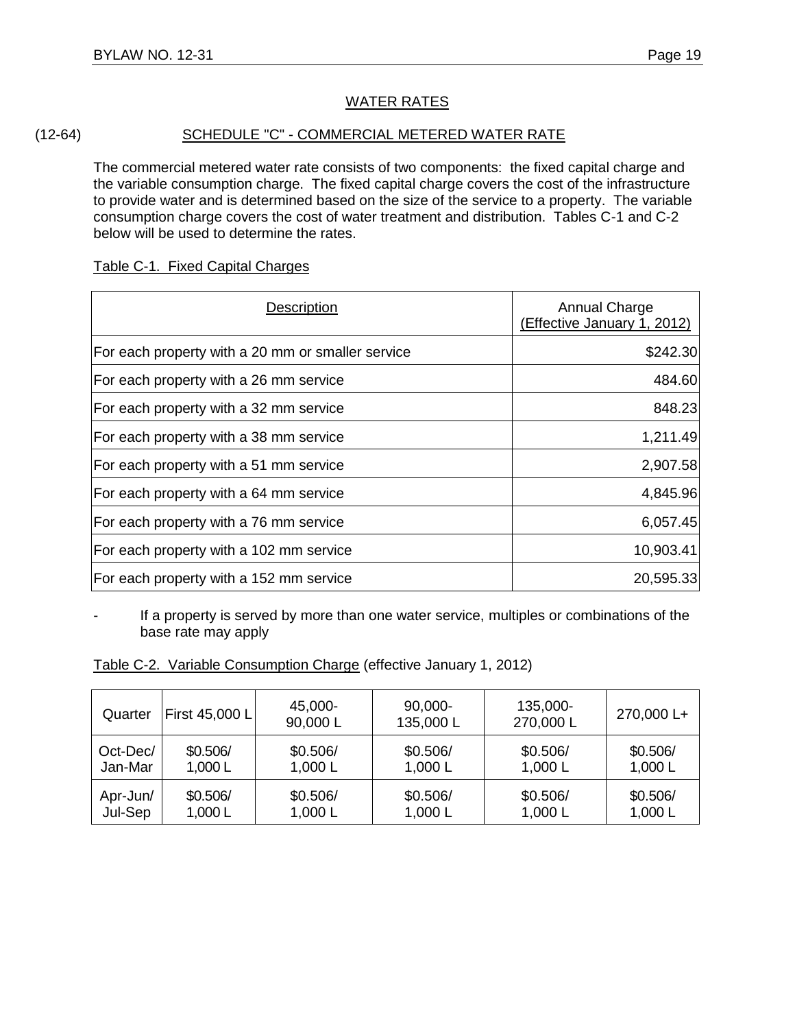## WATER RATES

(12-64) **SCHEDULE "C" - COMMERCIAL METERED WATER RATE**

The commercial metered water rate consists of two components: the fixed capital charge and the variable consumption charge. The fixed capital charge covers the cost of the infrastructure to provide water and is determined based on the size of the service to a property. The variable consumption charge covers the cost of water treatment and distribution. Tables C-1 and C-2 below will be used to determine the rates.

Table C-1. Fixed Capital Charges

| Description | Annual Charge (Effective January 1, 2012) |
|---|---|
| For each property with a 20 mm or smaller service | $242.30 |
| For each property with a 26 mm service | 484.60 |
| For each property with a 32 mm service | 848.23 |
| For each property with a 38 mm service | 1,211.49 |
| For each property with a 51 mm service | 2,907.58 |
| For each property with a 64 mm service | 4,845.96 |
| For each property with a 76 mm service | 6,057.45 |
| For each property with a 102 mm service | 10,903.41 |
| For each property with a 152 mm service | 20,595.33 |

- If a property is served by more than one water service, multiples or combinations of the base rate may apply

Table C-2. Variable Consumption Charge (effective January 1, 2012)

| Quarter | First 45,000 L | 45,000-90,000 L | 90,000-135,000 L | 135,000-270,000 L | 270,000 L+ |
|---|---|---|---|---|---|
| Oct-Dec/ Jan-Mar | $0.506/ 1,000 L | $0.506/ 1,000 L | $0.506/ 1,000 L | $0.506/ 1,000 L | $0.506/ 1,000 L |
| Apr-Jun/ Jul-Sep | $0.506/ 1,000 L | $0.506/ 1,000 L | $0.506/ 1,000 L | $0.506/ 1,000 L | $0.506/ 1,000 L |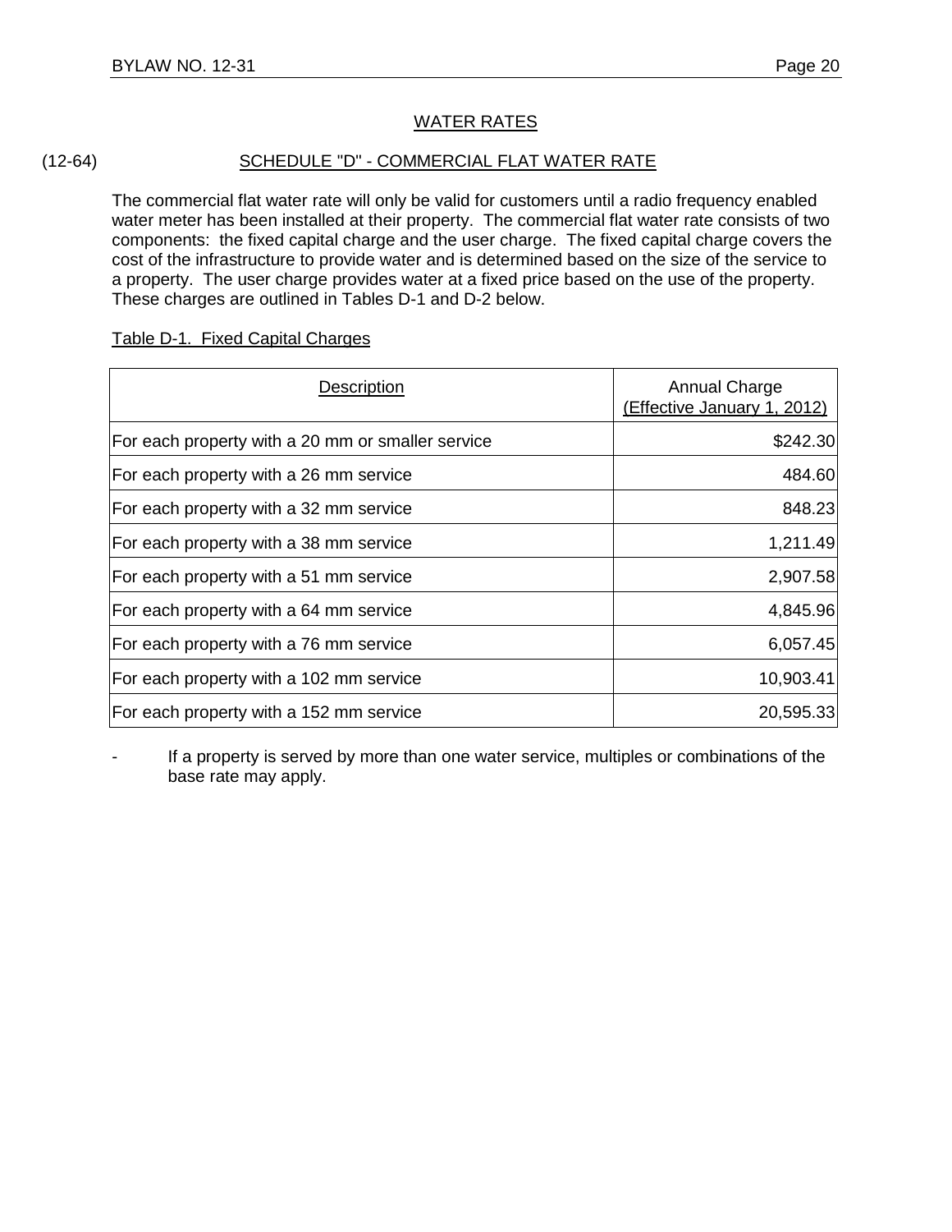## WATER RATES

(12-64)

### SCHEDULE "D" - COMMERCIAL FLAT WATER RATE

The commercial flat water rate will only be valid for customers until a radio frequency enabled water meter has been installed at their property. The commercial flat water rate consists of two components: the fixed capital charge and the user charge. The fixed capital charge covers the cost of the infrastructure to provide water and is determined based on the size of the service to a property. The user charge provides water at a fixed price based on the use of the property. These charges are outlined in Tables D-1 and D-2 below.

Table D-1. Fixed Capital Charges

| Description | Annual Charge (Effective January 1, 2012) |
|---|---:|
| For each property with a 20 mm or smaller service | $242.30 |
| For each property with a 26 mm service | 484.60 |
| For each property with a 32 mm service | 848.23 |
| For each property with a 38 mm service | 1,211.49 |
| For each property with a 51 mm service | 2,907.58 |
| For each property with a 64 mm service | 4,845.96 |
| For each property with a 76 mm service | 6,057.45 |
| For each property with a 102 mm service | 10,903.41 |
| For each property with a 152 mm service | 20,595.33 |

- If a property is served by more than one water service, multiples or combinations of the base rate may apply.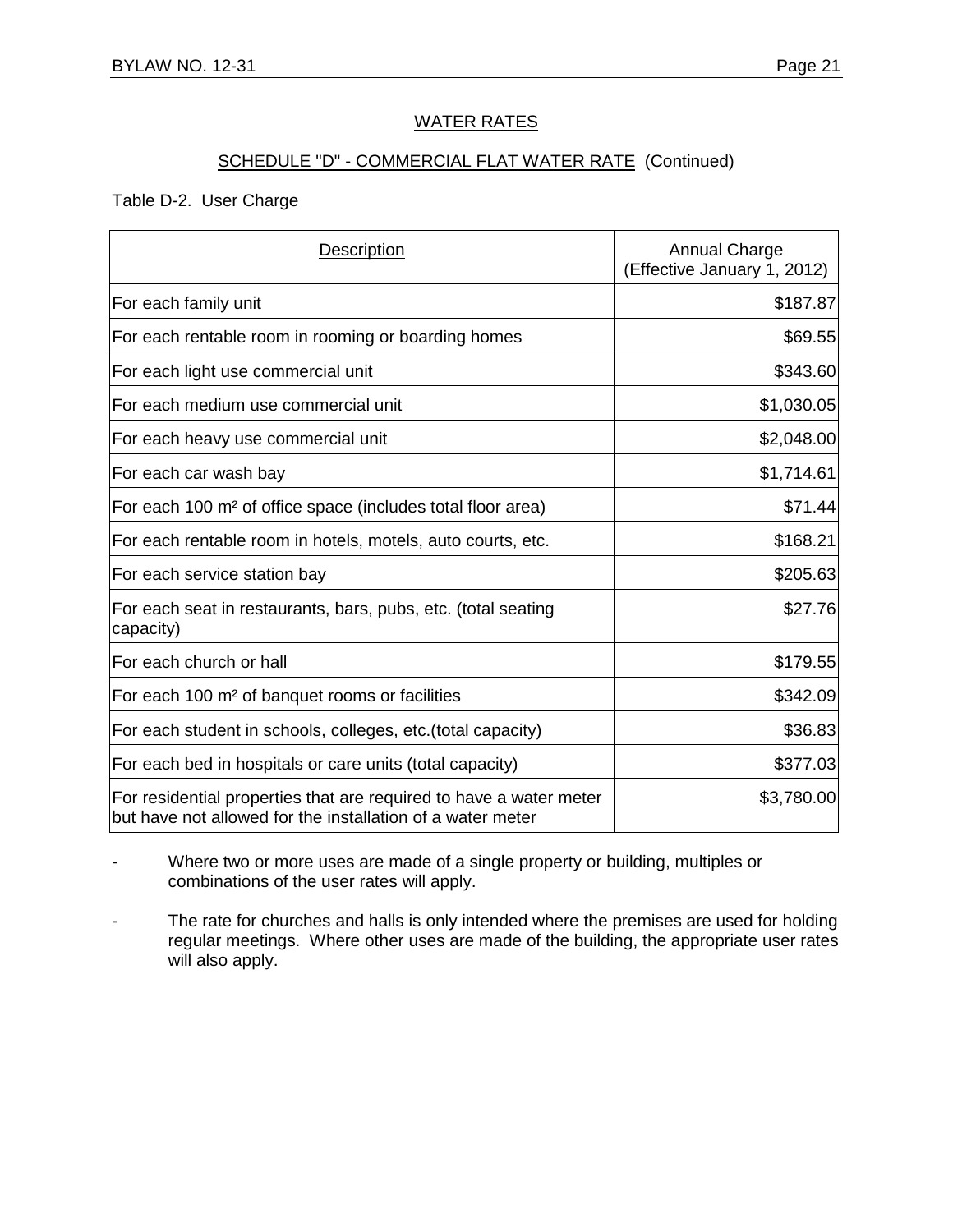## WATER RATES

### SCHEDULE "D" - COMMERCIAL FLAT WATER RATE (Continued)

Table D-2. User Charge

| Description | Annual Charge (Effective January 1, 2012) |
|---|---|
| For each family unit | \$187.87 |
| For each rentable room in rooming or boarding homes | \$69.55 |
| For each light use commercial unit | \$343.60 |
| For each medium use commercial unit | \$1,030.05 |
| For each heavy use commercial unit | \$2,048.00 |
| For each car wash bay | \$1,714.61 |
| For each 100 $m^2$ of office space (includes total floor area) | \$71.44 |
| For each rentable room in hotels, motels, auto courts, etc. | \$168.21 |
| For each service station bay | \$205.63 |
| For each seat in restaurants, bars, pubs, etc. (total seating capacity) | \$27.76 |
| For each church or hall | \$179.55 |
| For each 100 $m^2$ of banquet rooms or facilities | \$342.09 |
| For each student in schools, colleges, etc.(total capacity) | \$36.83 |
| For each bed in hospitals or care units (total capacity) | \$377.03 |
| For residential properties that are required to have a water meter but have not allowed for the installation of a water meter | \$3,780.00 |

- Where two or more uses are made of a single property or building, multiples or combinations of the user rates will apply.
- The rate for churches and halls is only intended where the premises are used for holding regular meetings. Where other uses are made of the building, the appropriate user rates will also apply.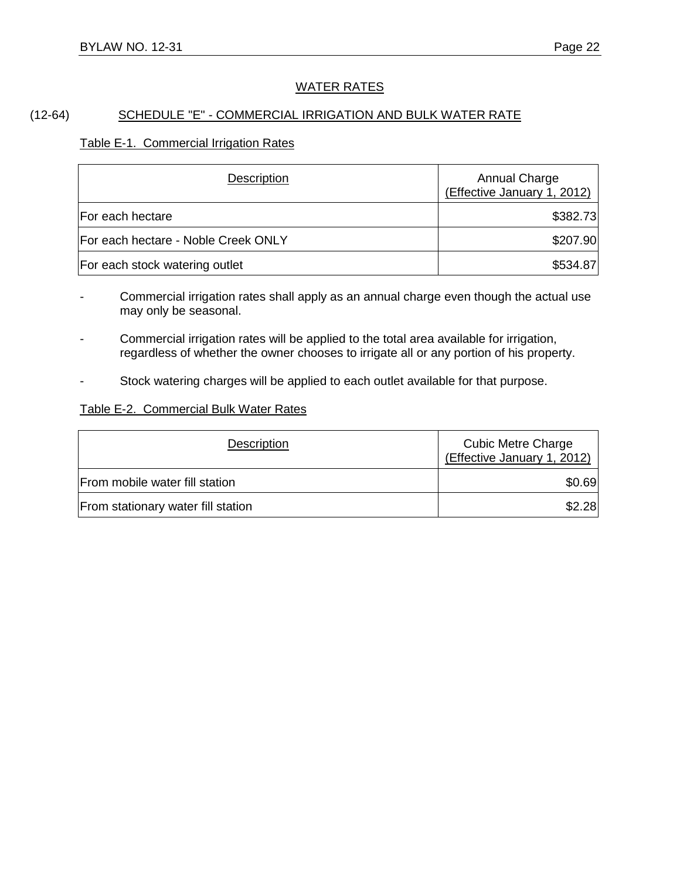## WATER RATES

### (12-64) SCHEDULE "E" - COMMERCIAL IRRIGATION AND BULK WATER RATE

Table E-1. Commercial Irrigation Rates

| Description | Annual Charge (Effective January 1, 2012) |
|---|---|
| For each hectare | $382.73 |
| For each hectare - Noble Creek ONLY | $207.90 |
| For each stock watering outlet | $534.87 |

- Commercial irrigation rates shall apply as an annual charge even though the actual use may only be seasonal.
- Commercial irrigation rates will be applied to the total area available for irrigation, regardless of whether the owner chooses to irrigate all or any portion of his property.
- Stock watering charges will be applied to each outlet available for that purpose.

Table E-2. Commercial Bulk Water Rates

| Description | Cubic Metre Charge (Effective January 1, 2012) |
|---|---|
| From mobile water fill station | $0.69 |
| From stationary water fill station | $2.28 |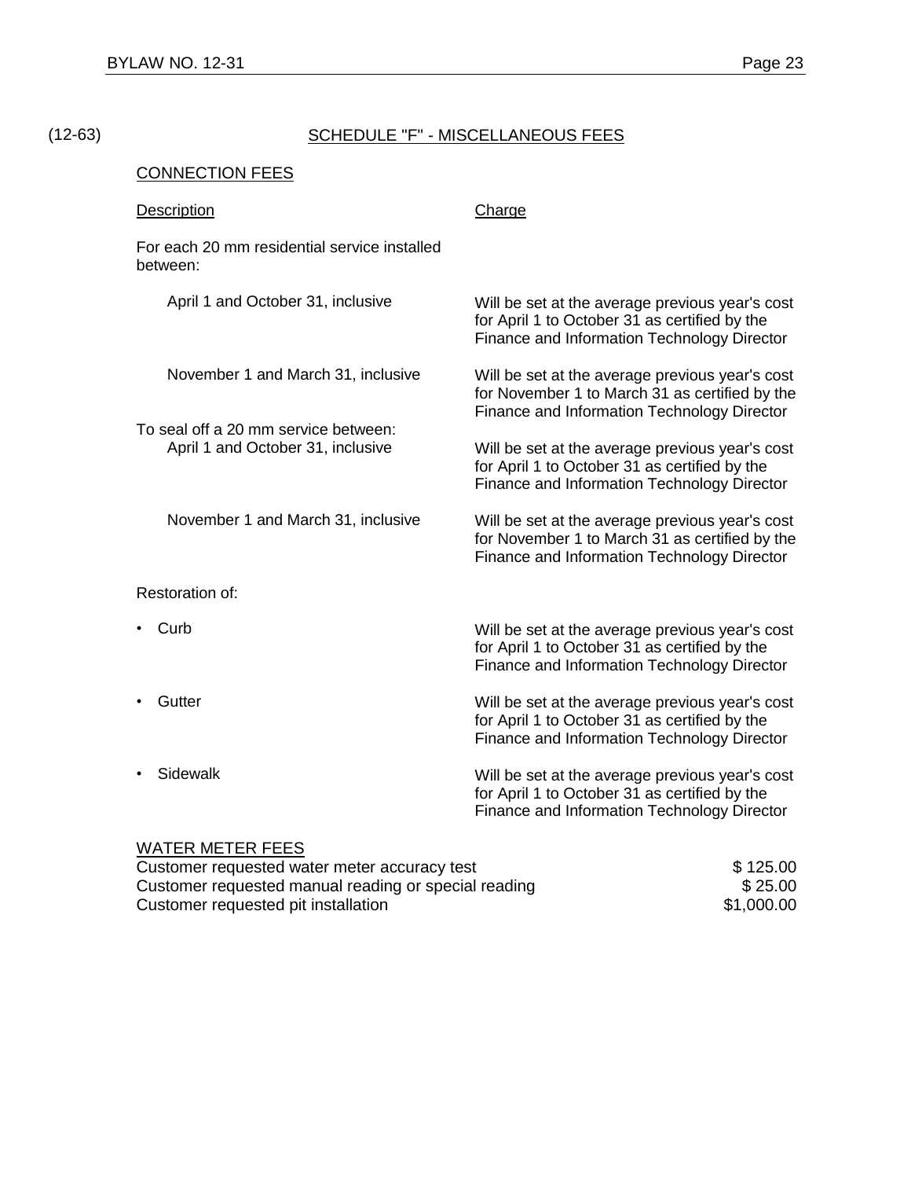(12-63)

## SCHEDULE "F" - MISCELLANEOUS FEES

### CONNECTION FEES

| Description | Charge |
|---|---|
| For each 20 mm residential service installed between: | |
| April 1 and October 31, inclusive | Will be set at the average previous year's cost for April 1 to October 31 as certified by the Finance and Information Technology Director |
| November 1 and March 31, inclusive | Will be set at the average previous year's cost for November 1 to March 31 as certified by the Finance and Information Technology Director |
| To seal off a 20 mm service between: | |
| April 1 and October 31, inclusive | Will be set at the average previous year's cost for April 1 to October 31 as certified by the Finance and Information Technology Director |
| November 1 and March 31, inclusive | Will be set at the average previous year's cost for November 1 to March 31 as certified by the Finance and Information Technology Director |
| Restoration of: | |
| • Curb | Will be set at the average previous year's cost for April 1 to October 31 as certified by the Finance and Information Technology Director |
| • Gutter | Will be set at the average previous year's cost for April 1 to October 31 as certified by the Finance and Information Technology Director |
| • Sidewalk | Will be set at the average previous year's cost for April 1 to October 31 as certified by the Finance and Information Technology Director |

### WATER METER FEES

| | |
|---|---|
| Customer requested water meter accuracy test | $ 125.00 |
| Customer requested manual reading or special reading | $ 25.00 |
| Customer requested pit installation | $1,000.00 |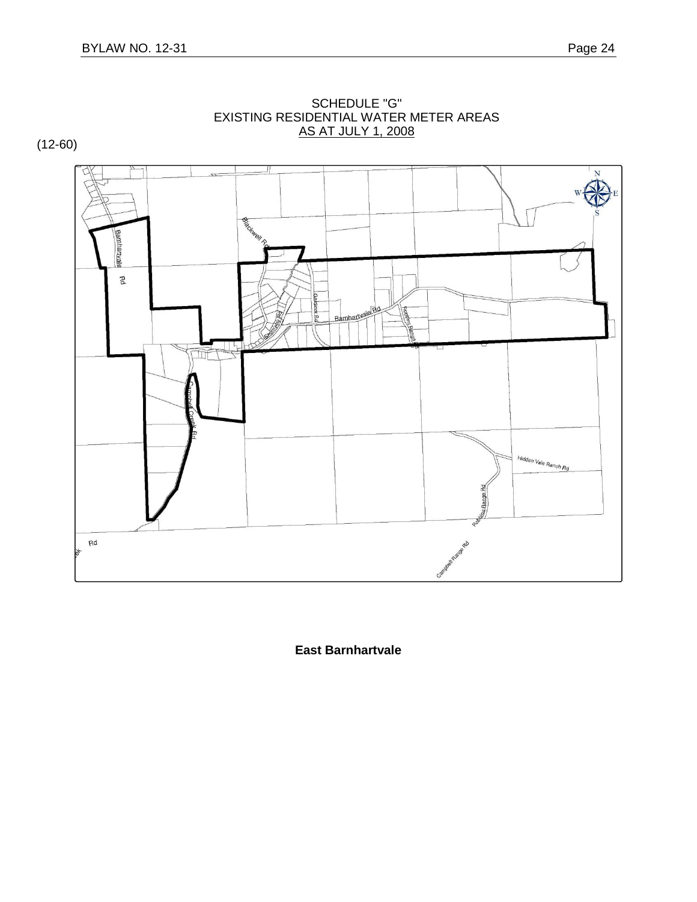SCHEDULE "G"
EXISTING RESIDENTIAL WATER METER AREAS
AS AT JULY 1, 2008

(12-60)

**East Barnhartvale**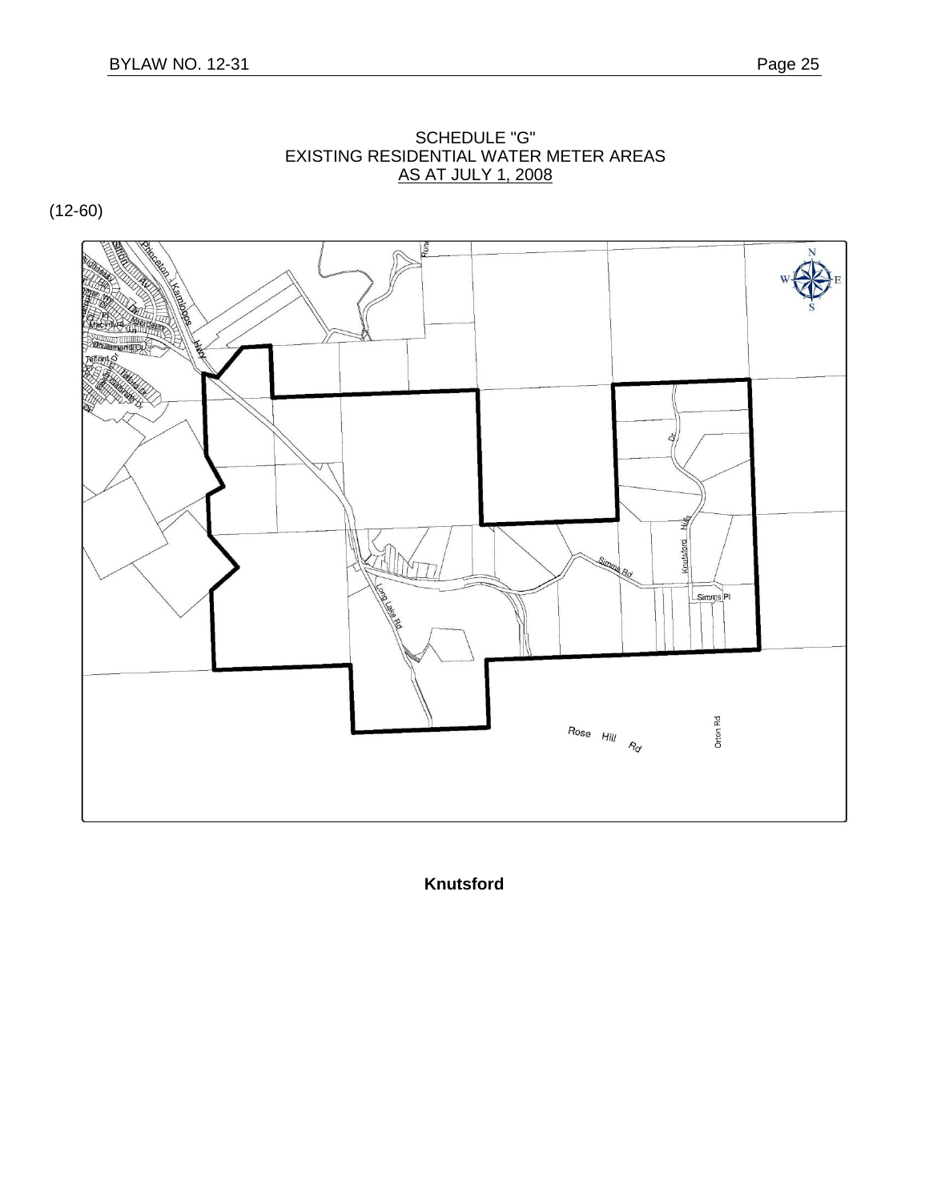SCHEDULE "G"
EXISTING RESIDENTIAL WATER METER AREAS
AS AT JULY 1, 2008

(12-60)

**Knutsford**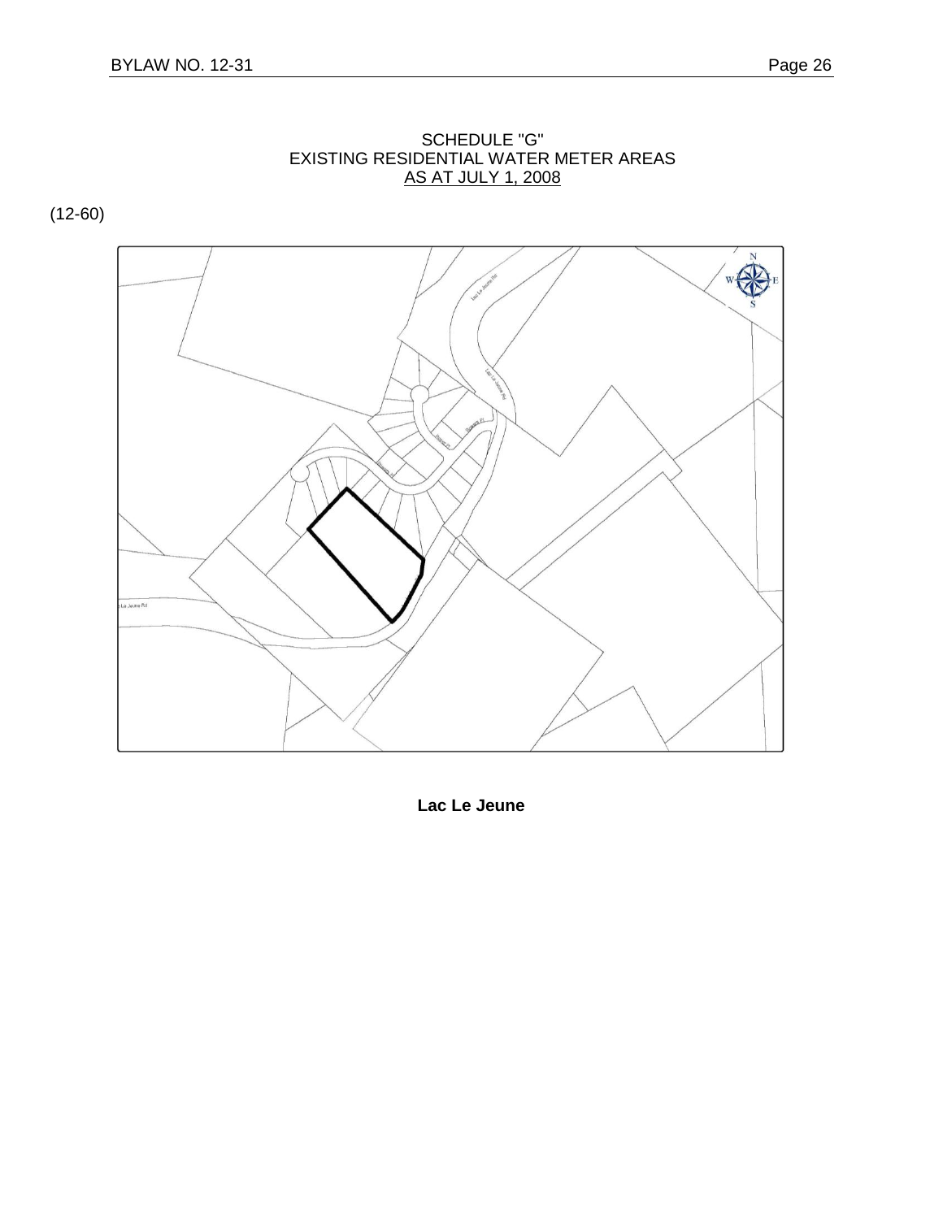SCHEDULE "G"
EXISTING RESIDENTIAL WATER METER AREAS
AS AT JULY 1, 2008

(12-60)

**Lac Le Jeune**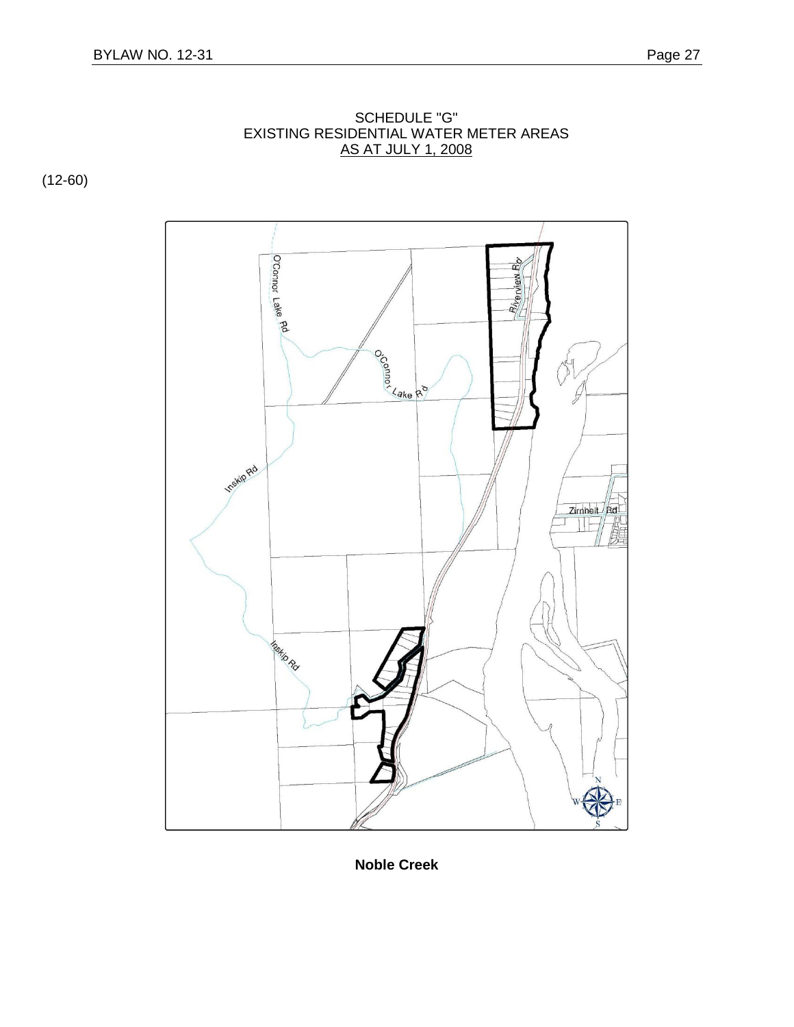SCHEDULE "G"
EXISTING RESIDENTIAL WATER METER AREAS
AS AT JULY 1, 2008

(12-60)

**Noble Creek**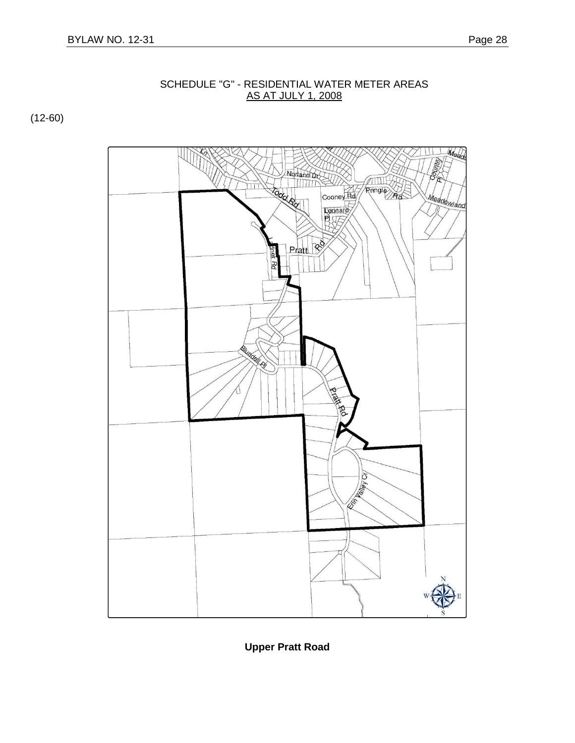SCHEDULE "G" - RESIDENTIAL WATER METER AREAS
AS AT JULY 1, 2008

(12-60)

**Upper Pratt Road**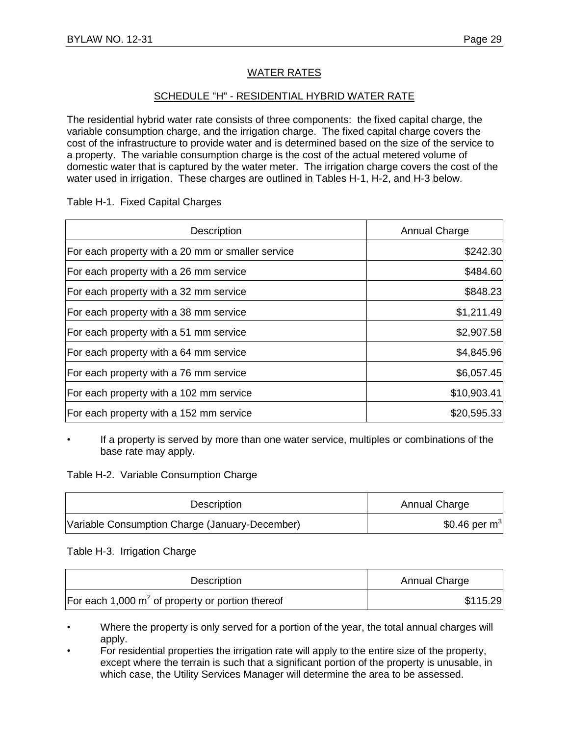## WATER RATES

### SCHEDULE "H" - RESIDENTIAL HYBRID WATER RATE

The residential hybrid water rate consists of three components: the fixed capital charge, the variable consumption charge, and the irrigation charge. The fixed capital charge covers the cost of the infrastructure to provide water and is determined based on the size of the service to a property. The variable consumption charge is the cost of the actual metered volume of domestic water that is captured by the water meter. The irrigation charge covers the cost of the water used in irrigation. These charges are outlined in Tables H-1, H-2, and H-3 below.

Table H-1. Fixed Capital Charges

| Description | Annual Charge |
|---|---:|
| For each property with a 20 mm or smaller service | $242.30 |
| For each property with a 26 mm service | $484.60 |
| For each property with a 32 mm service | $848.23 |
| For each property with a 38 mm service | $1,211.49 |
| For each property with a 51 mm service | $2,907.58 |
| For each property with a 64 mm service | $4,845.96 |
| For each property with a 76 mm service | $6,057.45 |
| For each property with a 102 mm service | $10,903.41 |
| For each property with a 152 mm service | $20,595.33 |

- If a property is served by more than one water service, multiples or combinations of the base rate may apply.

Table H-2. Variable Consumption Charge

| Description | Annual Charge |
|---|---:|
| Variable Consumption Charge (January-December) | $0.46 per $m^3$ |

Table H-3. Irrigation Charge

| Description | Annual Charge |
|---|---:|
| For each 1,000 $m^2$ of property or portion thereof | $115.29 |

- Where the property is only served for a portion of the year, the total annual charges will apply.
- For residential properties the irrigation rate will apply to the entire size of the property, except where the terrain is such that a significant portion of the property is unusable, in which case, the Utility Services Manager will determine the area to be assessed.